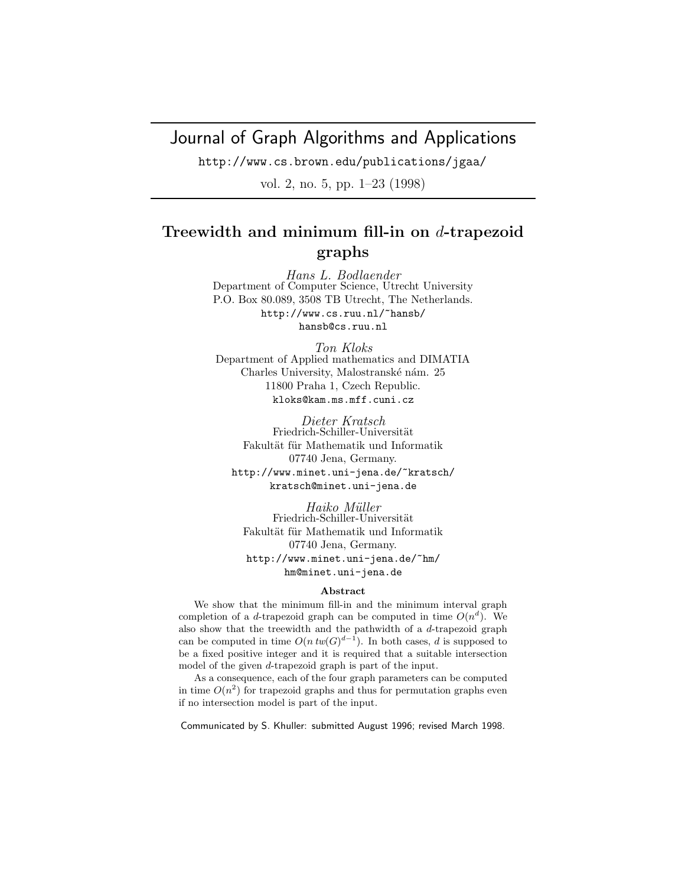Journal of Graph Algorithms and Applications

http://www.cs.brown.edu/publications/jgaa/

vol. 2, no. 5, pp. 1–23 (1998)

# Treewidth and minimum fill-in on $d$-trapezoid graphs

*Hans L. Bodlaender*
Department of Computer Science, Utrecht University
P.O. Box 80.089, 3508 TB Utrecht, The Netherlands.
http://www.cs.ruu.nl/~hansb/
hansb@cs.ruu.nl

*Ton Kloks*
Department of Applied mathematics and DIMATIA
Charles University, Malostranské nám. 25
11800 Praha 1, Czech Republic.
kloks@kam.ms.mff.cuni.cz

*Dieter Kratsch*
Friedrich-Schiller-Universität
Fakultät für Mathematik und Informatik
07740 Jena, Germany.
http://www.minet.uni-jena.de/~kratsch/
kratsch@minet.uni-jena.de

*Haiko Müller*
Friedrich-Schiller-Universität
Fakultät für Mathematik und Informatik
07740 Jena, Germany.
http://www.minet.uni-jena.de/~hm/
hm@minet.uni-jena.de

**Abstract**

We show that the minimum fill-in and the minimum interval graph completion of a $d$-trapezoid graph can be computed in time $O(n^d)$. We also show that the treewidth and the pathwidth of a $d$-trapezoid graph can be computed in time $O(n\, tw(G)^{d-1})$. In both cases, $d$ is supposed to be a fixed positive integer and it is required that a suitable intersection model of the given $d$-trapezoid graph is part of the input.

As a consequence, each of the four graph parameters can be computed in time $O(n^2)$ for trapezoid graphs and thus for permutation graphs even if no intersection model is part of the input.

Communicated by S. Khuller: submitted August 1996; revised March 1998.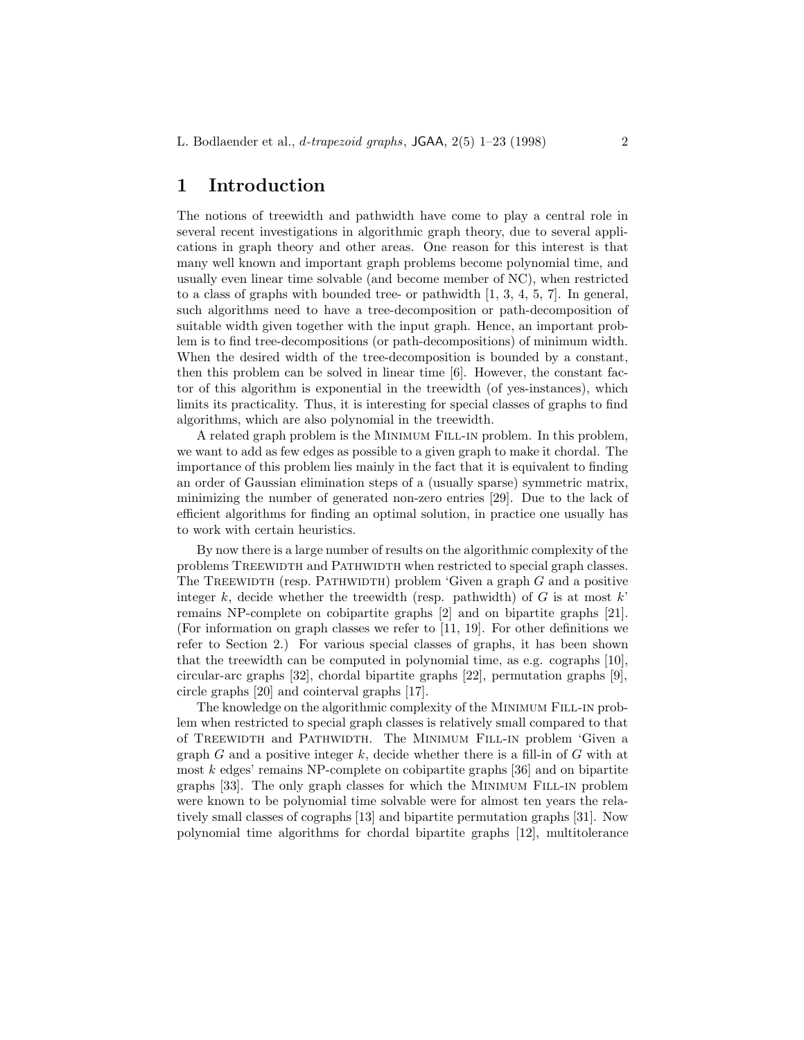# 1 Introduction

The notions of treewidth and pathwidth have come to play a central role in several recent investigations in algorithmic graph theory, due to several applications in graph theory and other areas. One reason for this interest is that many well known and important graph problems become polynomial time, and usually even linear time solvable (and become member of NC), when restricted to a class of graphs with bounded tree- or pathwidth [1, 3, 4, 5, 7]. In general, such algorithms need to have a tree-decomposition or path-decomposition of suitable width given together with the input graph. Hence, an important problem is to find tree-decompositions (or path-decompositions) of minimum width. When the desired width of the tree-decomposition is bounded by a constant, then this problem can be solved in linear time [6]. However, the constant factor of this algorithm is exponential in the treewidth (of yes-instances), which limits its practicality. Thus, it is interesting for special classes of graphs to find algorithms, which are also polynomial in the treewidth.

A related graph problem is the Minimum Fill-in problem. In this problem, we want to add as few edges as possible to a given graph to make it chordal. The importance of this problem lies mainly in the fact that it is equivalent to finding an order of Gaussian elimination steps of a (usually sparse) symmetric matrix, minimizing the number of generated non-zero entries [29]. Due to the lack of efficient algorithms for finding an optimal solution, in practice one usually has to work with certain heuristics.

By now there is a large number of results on the algorithmic complexity of the problems Treewidth and Pathwidth when restricted to special graph classes. The Treewidth (resp. Pathwidth) problem 'Given a graph $G$ and a positive integer $k$, decide whether the treewidth (resp. pathwidth) of $G$ is at most $k$' remains NP-complete on cobipartite graphs [2] and on bipartite graphs [21]. (For information on graph classes we refer to [11, 19]. For other definitions we refer to Section 2.) For various special classes of graphs, it has been shown that the treewidth can be computed in polynomial time, as e.g. cographs [10], circular-arc graphs [32], chordal bipartite graphs [22], permutation graphs [9], circle graphs [20] and cointerval graphs [17].

The knowledge on the algorithmic complexity of the Minimum Fill-in problem when restricted to special graph classes is relatively small compared to that of Treewidth and Pathwidth. The Minimum Fill-in problem 'Given a graph $G$ and a positive integer $k$, decide whether there is a fill-in of $G$ with at most $k$ edges' remains NP-complete on cobipartite graphs [36] and on bipartite graphs [33]. The only graph classes for which the Minimum Fill-in problem were known to be polynomial time solvable were for almost ten years the relatively small classes of cographs [13] and bipartite permutation graphs [31]. Now polynomial time algorithms for chordal bipartite graphs [12], multitolerance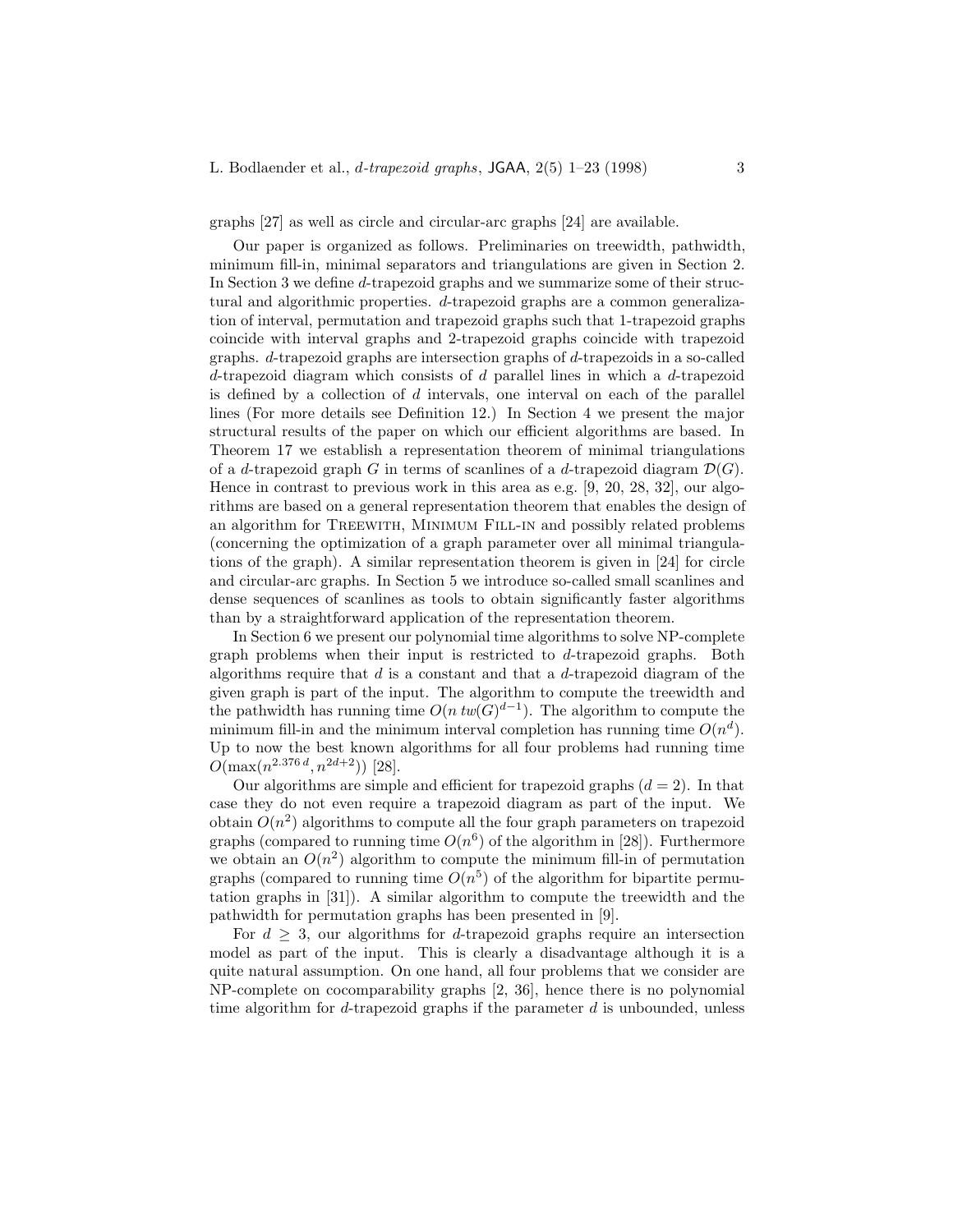graphs [27] as well as circle and circular-arc graphs [24] are available.

Our paper is organized as follows. Preliminaries on treewidth, pathwidth, minimum fill-in, minimal separators and triangulations are given in Section 2. In Section 3 we define $d$-trapezoid graphs and we summarize some of their structural and algorithmic properties. $d$-trapezoid graphs are a common generalization of interval, permutation and trapezoid graphs such that 1-trapezoid graphs coincide with interval graphs and 2-trapezoid graphs coincide with trapezoid graphs. $d$-trapezoid graphs are intersection graphs of $d$-trapezoids in a so-called $d$-trapezoid diagram which consists of $d$ parallel lines in which a $d$-trapezoid is defined by a collection of $d$ intervals, one interval on each of the parallel lines (For more details see Definition 12.) In Section 4 we present the major structural results of the paper on which our efficient algorithms are based. In Theorem 17 we establish a representation theorem of minimal triangulations of a $d$-trapezoid graph $G$ in terms of scanlines of a $d$-trapezoid diagram $\mathcal{D}(G)$. Hence in contrast to previous work in this area as e.g. [9, 20, 28, 32], our algorithms are based on a general representation theorem that enables the design of an algorithm for Treewith, Minimum Fill-in and possibly related problems (concerning the optimization of a graph parameter over all minimal triangulations of the graph). A similar representation theorem is given in [24] for circle and circular-arc graphs. In Section 5 we introduce so-called small scanlines and dense sequences of scanlines as tools to obtain significantly faster algorithms than by a straightforward application of the representation theorem.

In Section 6 we present our polynomial time algorithms to solve NP-complete graph problems when their input is restricted to $d$-trapezoid graphs. Both algorithms require that $d$ is a constant and that a $d$-trapezoid diagram of the given graph is part of the input. The algorithm to compute the treewidth and the pathwidth has running time $O(n\, tw(G)^{d-1})$. The algorithm to compute the minimum fill-in and the minimum interval completion has running time $O(n^d)$. Up to now the best known algorithms for all four problems had running time $O(\max(n^{2.376\, d}, n^{2d+2}))$ [28].

Our algorithms are simple and efficient for trapezoid graphs ($d = 2$). In that case they do not even require a trapezoid diagram as part of the input. We obtain $O(n^2)$ algorithms to compute all the four graph parameters on trapezoid graphs (compared to running time $O(n^6)$ of the algorithm in [28]). Furthermore we obtain an $O(n^2)$ algorithm to compute the minimum fill-in of permutation graphs (compared to running time $O(n^5)$ of the algorithm for bipartite permutation graphs in [31]). A similar algorithm to compute the treewidth and the pathwidth for permutation graphs has been presented in [9].

For $d \geq 3$, our algorithms for $d$-trapezoid graphs require an intersection model as part of the input. This is clearly a disadvantage although it is a quite natural assumption. On one hand, all four problems that we consider are NP-complete on cocomparability graphs [2, 36], hence there is no polynomial time algorithm for $d$-trapezoid graphs if the parameter $d$ is unbounded, unless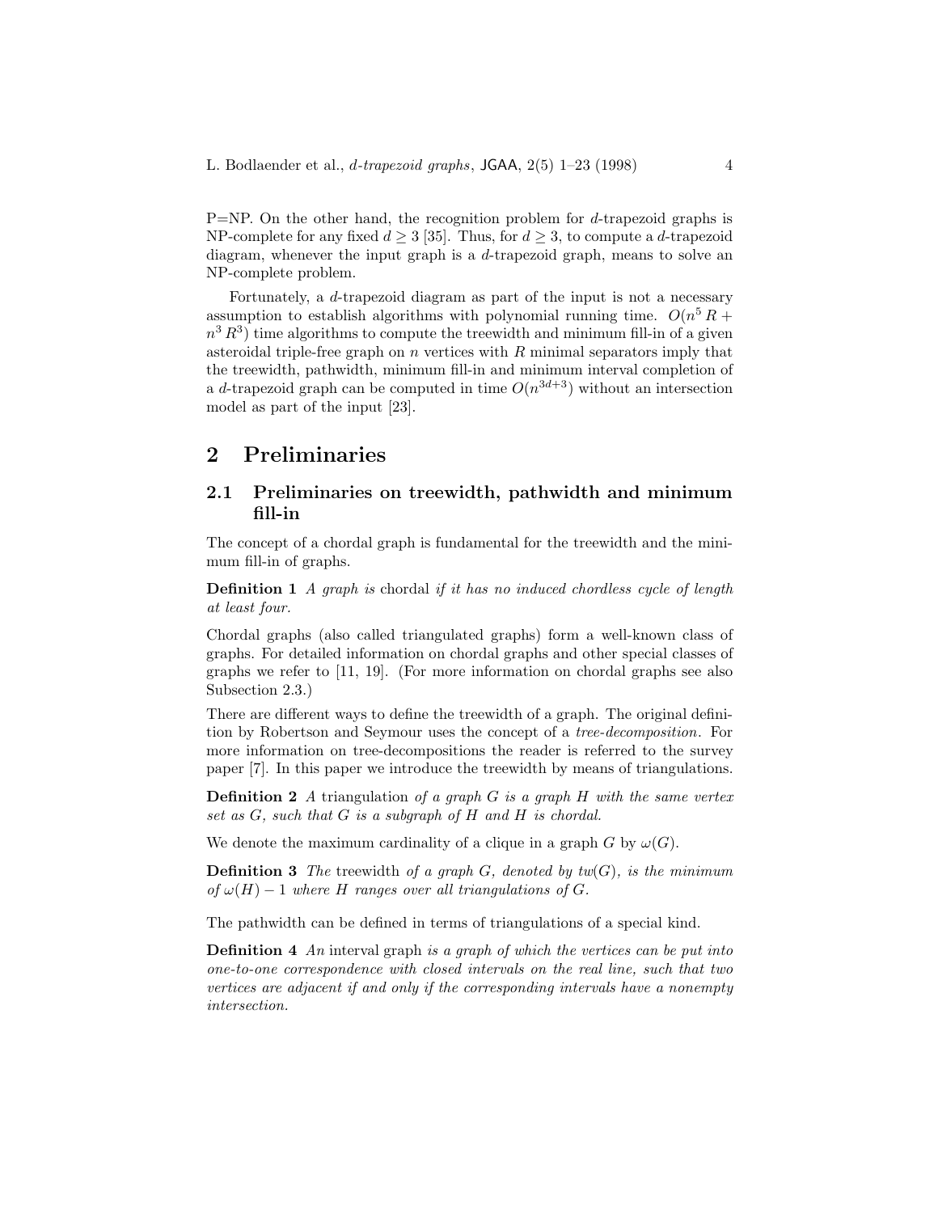P=NP. On the other hand, the recognition problem for $d$-trapezoid graphs is NP-complete for any fixed $d \geq 3$ [35]. Thus, for $d \geq 3$, to compute a $d$-trapezoid diagram, whenever the input graph is a $d$-trapezoid graph, means to solve an NP-complete problem.

Fortunately, a $d$-trapezoid diagram as part of the input is not a necessary assumption to establish algorithms with polynomial running time. $O(n^5 R + n^3 R^3)$ time algorithms to compute the treewidth and minimum fill-in of a given asteroidal triple-free graph on $n$ vertices with $R$ minimal separators imply that the treewidth, pathwidth, minimum fill-in and minimum interval completion of a $d$-trapezoid graph can be computed in time $O(n^{3d+3})$ without an intersection model as part of the input [23].

## 2 Preliminaries

### 2.1 Preliminaries on treewidth, pathwidth and minimum fill-in

The concept of a chordal graph is fundamental for the treewidth and the minimum fill-in of graphs.

**Definition 1** *A graph is* chordal *if it has no induced chordless cycle of length at least four.*

Chordal graphs (also called triangulated graphs) form a well-known class of graphs. For detailed information on chordal graphs and other special classes of graphs we refer to [11, 19]. (For more information on chordal graphs see also Subsection 2.3.)

There are different ways to define the treewidth of a graph. The original definition by Robertson and Seymour uses the concept of a *tree-decomposition*. For more information on tree-decompositions the reader is referred to the survey paper [7]. In this paper we introduce the treewidth by means of triangulations.

**Definition 2** *A* triangulation *of a graph $G$ is a graph $H$ with the same vertex set as $G$, such that $G$ is a subgraph of $H$ and $H$ is chordal.*

We denote the maximum cardinality of a clique in a graph $G$ by $\omega(G)$.

**Definition 3** *The* treewidth *of a graph $G$, denoted by $tw(G)$, is the minimum of $\omega(H) - 1$ where $H$ ranges over all triangulations of $G$.*

The pathwidth can be defined in terms of triangulations of a special kind.

**Definition 4** *An* interval graph *is a graph of which the vertices can be put into one-to-one correspondence with closed intervals on the real line, such that two vertices are adjacent if and only if the corresponding intervals have a nonempty intersection.*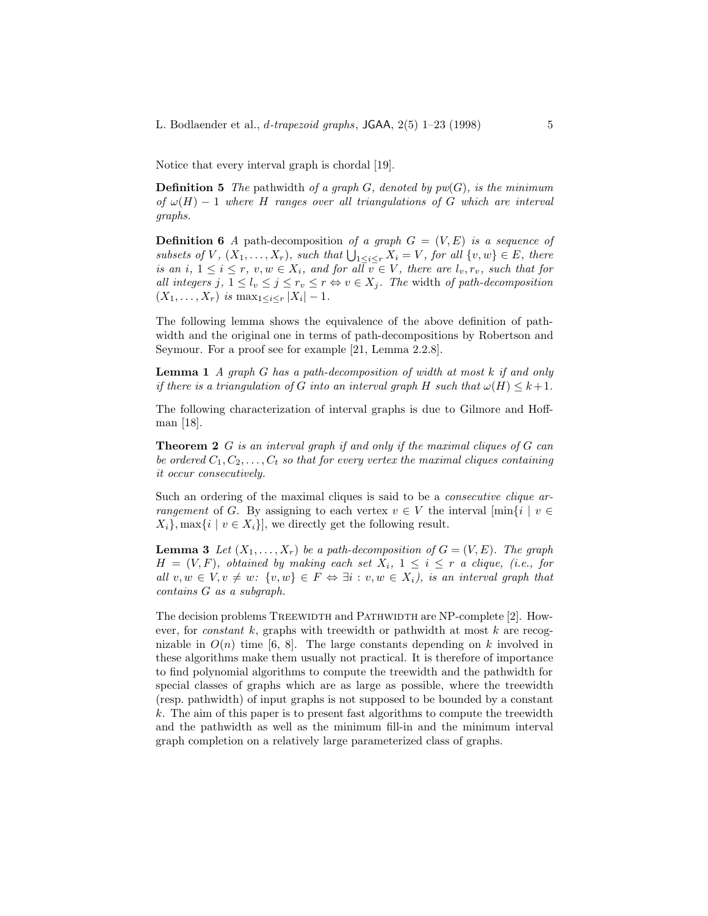Notice that every interval graph is chordal [19].

**Definition 5** *The* pathwidth *of a graph $G$, denoted by $pw(G)$, is the minimum of $\omega(H) - 1$ where $H$ ranges over all triangulations of $G$ which are interval graphs.*

**Definition 6** *A* path-decomposition *of a graph $G = (V, E)$ is a sequence of subsets of $V$, $(X_1, \ldots, X_r)$, such that $\bigcup_{1 \leq i \leq r} X_i = V$, for all $\{v, w\} \in E$, there is an $i$, $1 \leq i \leq r$, $v, w \in X_i$, and for all $v \in V$, there are $l_v, r_v$, such that for all integers $j$, $1 \leq l_v \leq j \leq r_v \leq r \Leftrightarrow v \in X_j$. The* width *of path-decomposition $(X_1, \ldots, X_r)$ is $\max_{1 \leq i \leq r} |X_i| - 1$.*

The following lemma shows the equivalence of the above definition of pathwidth and the original one in terms of path-decompositions by Robertson and Seymour. For a proof see for example [21, Lemma 2.2.8].

**Lemma 1** *A graph $G$ has a path-decomposition of width at most $k$ if and only if there is a triangulation of $G$ into an interval graph $H$ such that $\omega(H) \leq k+1$.*

The following characterization of interval graphs is due to Gilmore and Hoffman [18].

**Theorem 2** *$G$ is an interval graph if and only if the maximal cliques of $G$ can be ordered $C_1, C_2, \ldots, C_t$ so that for every vertex the maximal cliques containing it occur consecutively.*

Such an ordering of the maximal cliques is said to be a *consecutive clique arrangement* of $G$. By assigning to each vertex $v \in V$ the interval $[\min\{i \mid v \in X_i\}, \max\{i \mid v \in X_i\}]$, we directly get the following result.

**Lemma 3** *Let $(X_1, \ldots, X_r)$ be a path-decomposition of $G = (V, E)$. The graph $H = (V, F)$, obtained by making each set $X_i$, $1 \leq i \leq r$ a clique, (i.e., for all $v, w \in V, v \neq w$: $\{v, w\} \in F \Leftrightarrow \exists i : v, w \in X_i$), is an interval graph that contains $G$ as a subgraph.*

The decision problems TREEWIDTH and PATHWIDTH are NP-complete [2]. However, for *constant* $k$, graphs with treewidth or pathwidth at most $k$ are recognizable in $O(n)$ time [6, 8]. The large constants depending on $k$ involved in these algorithms make them usually not practical. It is therefore of importance to find polynomial algorithms to compute the treewidth and the pathwidth for special classes of graphs which are as large as possible, where the treewidth (resp. pathwidth) of input graphs is not supposed to be bounded by a constant $k$. The aim of this paper is to present fast algorithms to compute the treewidth and the pathwidth as well as the minimum fill-in and the minimum interval graph completion on a relatively large parameterized class of graphs.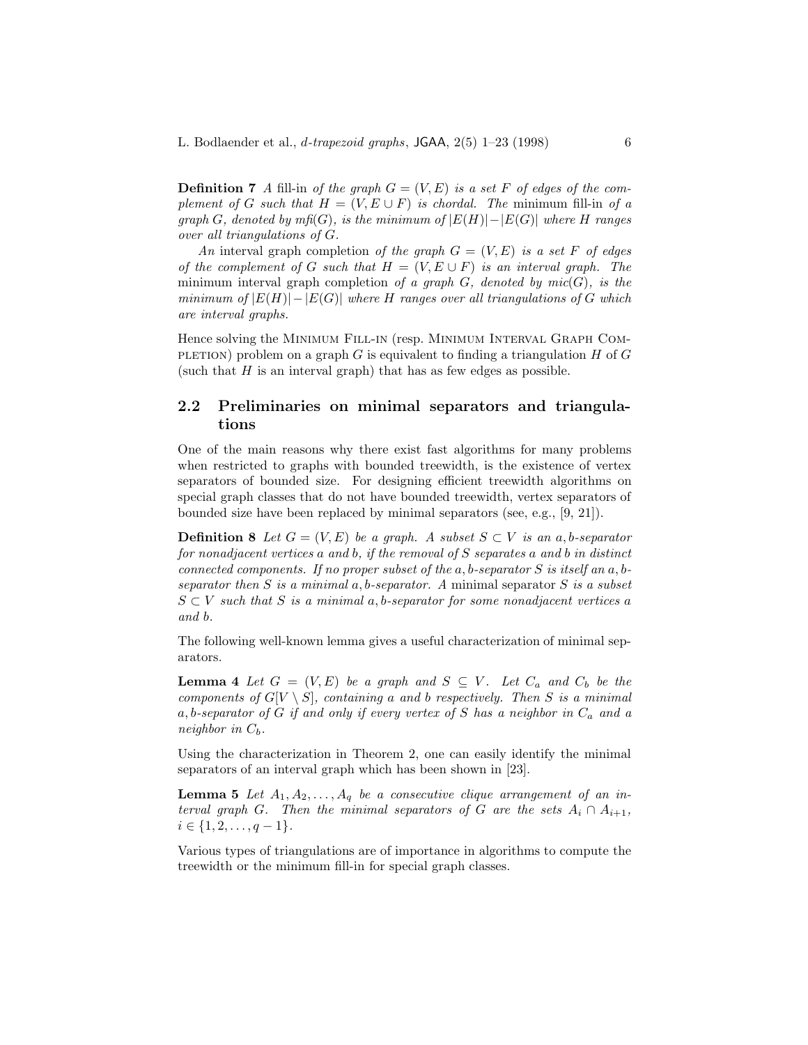**Definition 7** *A* fill-in *of the graph* $G = (V, E)$ *is a set* $F$ *of edges of the complement of* $G$ *such that* $H = (V, E \cup F)$ *is chordal. The* minimum fill-in *of a graph* $G$*, denoted by* $mfi(G)$*, is the minimum of* $|E(H)| - |E(G)|$ *where* $H$ *ranges over all triangulations of* $G$*.*

*An* interval graph completion *of the graph* $G = (V, E)$ *is a set* $F$ *of edges of the complement of* $G$ *such that* $H = (V, E \cup F)$ *is an interval graph. The* minimum interval graph completion *of a graph* $G$*, denoted by* $mic(G)$*, is the minimum of* $|E(H)| - |E(G)|$ *where* $H$ *ranges over all triangulations of* $G$ *which are interval graphs.*

Hence solving the Minimum Fill-in (resp. Minimum Interval Graph Completion) problem on a graph $G$ is equivalent to finding a triangulation $H$ of $G$ (such that $H$ is an interval graph) that has as few edges as possible.

## 2.2 Preliminaries on minimal separators and triangulations

One of the main reasons why there exist fast algorithms for many problems when restricted to graphs with bounded treewidth, is the existence of vertex separators of bounded size. For designing efficient treewidth algorithms on special graph classes that do not have bounded treewidth, vertex separators of bounded size have been replaced by minimal separators (see, e.g., [9, 21]).

**Definition 8** *Let* $G = (V, E)$ *be a graph. A subset* $S \subset V$ *is an* $a, b$*-separator for nonadjacent vertices* $a$ *and* $b$*, if the removal of* $S$ *separates* $a$ *and* $b$ *in distinct connected components. If no proper subset of the* $a, b$*-separator* $S$ *is itself an* $a, b$*-separator then* $S$ *is a minimal* $a, b$*-separator. A* minimal separator $S$ *is a subset* $S \subset V$ *such that* $S$ *is a minimal* $a, b$*-separator for some nonadjacent vertices* $a$ *and* $b$*.*

The following well-known lemma gives a useful characterization of minimal separators.

**Lemma 4** *Let* $G = (V, E)$ *be a graph and* $S \subseteq V$*. Let* $C_a$ *and* $C_b$ *be the components of* $G[V \setminus S]$*, containing* $a$ *and* $b$ *respectively. Then* $S$ *is a minimal* $a, b$*-separator of* $G$ *if and only if every vertex of* $S$ *has a neighbor in* $C_a$ *and a neighbor in* $C_b$*.*

Using the characterization in Theorem 2, one can easily identify the minimal separators of an interval graph which has been shown in [23].

**Lemma 5** *Let* $A_1, A_2, \ldots, A_q$ *be a consecutive clique arrangement of an interval graph* $G$*. Then the minimal separators of* $G$ *are the sets* $A_i \cap A_{i+1}$*,* $i \in \{1, 2, \ldots, q - 1\}$*.*

Various types of triangulations are of importance in algorithms to compute the treewidth or the minimum fill-in for special graph classes.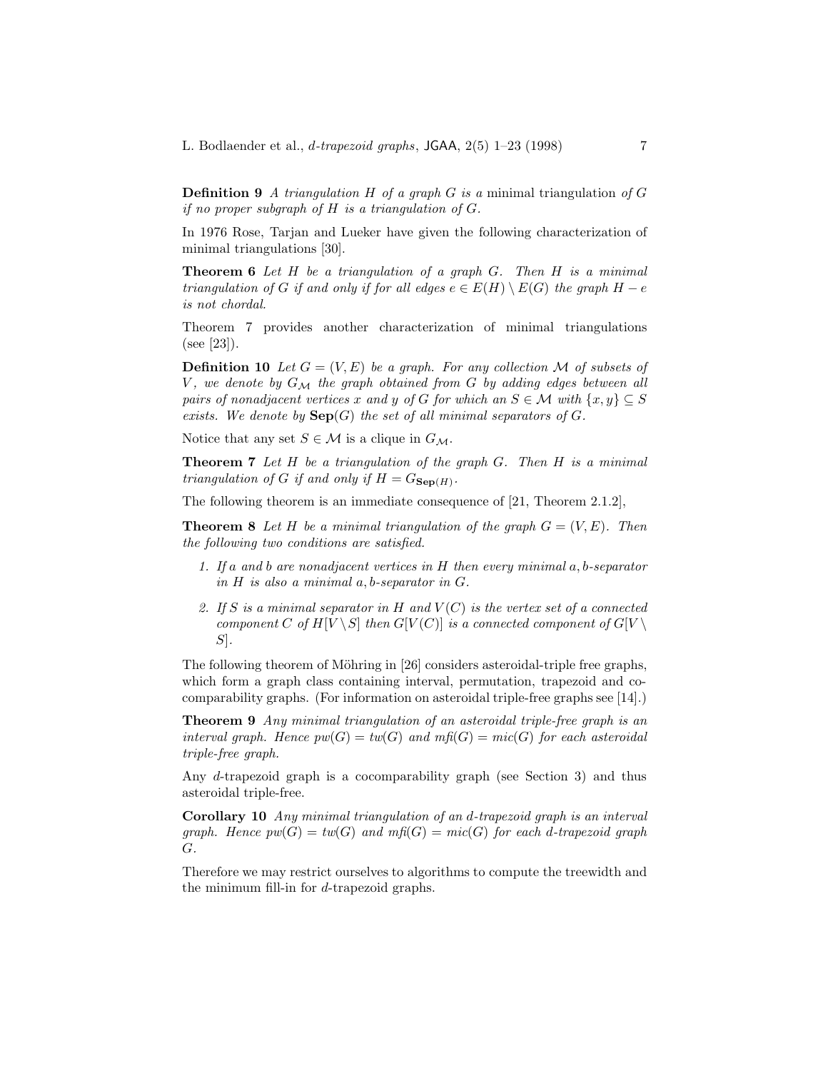**Definition 9** *A triangulation $H$ of a graph $G$ is a* minimal triangulation *of $G$ if no proper subgraph of $H$ is a triangulation of $G$.*

In 1976 Rose, Tarjan and Lueker have given the following characterization of minimal triangulations [30].

**Theorem 6** *Let $H$ be a triangulation of a graph $G$. Then $H$ is a minimal triangulation of $G$ if and only if for all edges $e \in E(H) \setminus E(G)$ the graph $H - e$ is not chordal.*

Theorem 7 provides another characterization of minimal triangulations (see [23]).

**Definition 10** *Let $G = (V, E)$ be a graph. For any collection $\mathcal{M}$ of subsets of $V$, we denote by $G_{\mathcal{M}}$ the graph obtained from $G$ by adding edges between all pairs of nonadjacent vertices $x$ and $y$ of $G$ for which an $S \in \mathcal{M}$ with $\{x, y\} \subseteq S$ exists. We denote by $\mathbf{Sep}(G)$ the set of all minimal separators of $G$.*

Notice that any set $S \in \mathcal{M}$ is a clique in $G_{\mathcal{M}}$.

**Theorem 7** *Let $H$ be a triangulation of the graph $G$. Then $H$ is a minimal triangulation of $G$ if and only if $H = G_{\mathbf{Sep}(H)}$.*

The following theorem is an immediate consequence of [21, Theorem 2.1.2],

**Theorem 8** *Let $H$ be a minimal triangulation of the graph $G = (V, E)$. Then the following two conditions are satisfied.*

1. *If $a$ and $b$ are nonadjacent vertices in $H$ then every minimal $a, b$-separator in $H$ is also a minimal $a, b$-separator in $G$.*
2. *If $S$ is a minimal separator in $H$ and $V(C)$ is the vertex set of a connected component $C$ of $H[V \setminus S]$ then $G[V(C)]$ is a connected component of $G[V \setminus S]$.*

The following theorem of Möhring in [26] considers asteroidal-triple free graphs, which form a graph class containing interval, permutation, trapezoid and cocomparability graphs. (For information on asteroidal triple-free graphs see [14].)

**Theorem 9** *Any minimal triangulation of an asteroidal triple-free graph is an interval graph. Hence $pw(G) = tw(G)$ and $mfi(G) = mic(G)$ for each asteroidal triple-free graph.*

Any $d$-trapezoid graph is a cocomparability graph (see Section 3) and thus asteroidal triple-free.

**Corollary 10** *Any minimal triangulation of an $d$-trapezoid graph is an interval graph. Hence $pw(G) = tw(G)$ and $mfi(G) = mic(G)$ for each $d$-trapezoid graph $G$.*

Therefore we may restrict ourselves to algorithms to compute the treewidth and the minimum fill-in for $d$-trapezoid graphs.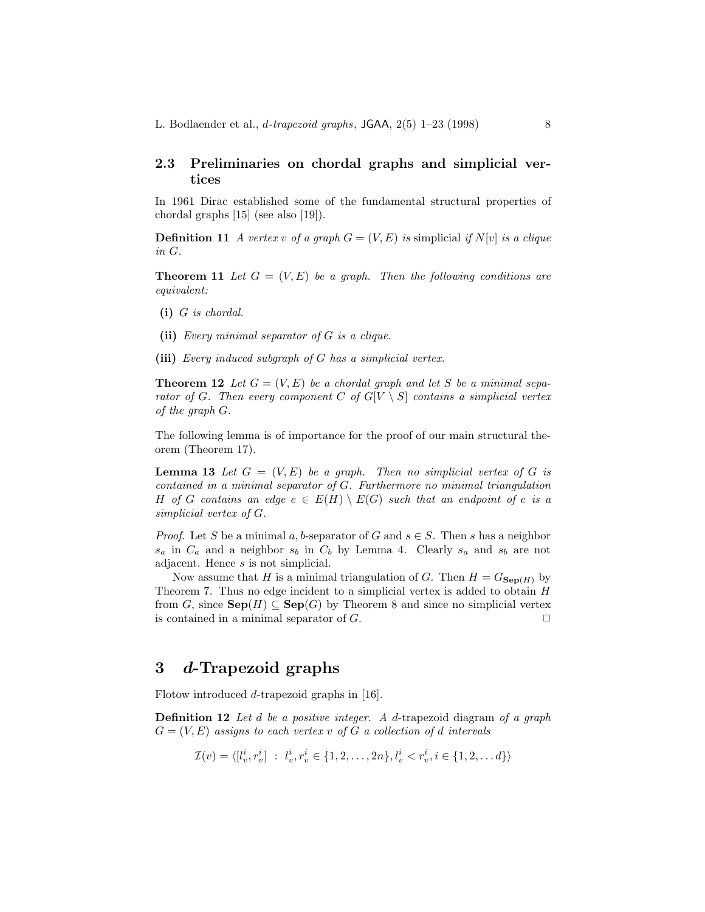### 2.3 Preliminaries on chordal graphs and simplicial vertices

In 1961 Dirac established some of the fundamental structural properties of chordal graphs [15] (see also [19]).

**Definition 11** *A vertex $v$ of a graph $G = (V, E)$ is* simplicial *if $N[v]$ is a clique in $G$.*

**Theorem 11** *Let $G = (V, E)$ be a graph. Then the following conditions are equivalent:*

- **(i)** *$G$ is chordal.*
- **(ii)** *Every minimal separator of $G$ is a clique.*
- **(iii)** *Every induced subgraph of $G$ has a simplicial vertex.*

**Theorem 12** *Let $G = (V, E)$ be a chordal graph and let $S$ be a minimal separator of $G$. Then every component $C$ of $G[V \setminus S]$ contains a simplicial vertex of the graph $G$.*

The following lemma is of importance for the proof of our main structural theorem (Theorem 17).

**Lemma 13** *Let $G = (V, E)$ be a graph. Then no simplicial vertex of $G$ is contained in a minimal separator of $G$. Furthermore no minimal triangulation $H$ of $G$ contains an edge $e \in E(H) \setminus E(G)$ such that an endpoint of $e$ is a simplicial vertex of $G$.*

*Proof.* Let $S$ be a minimal $a,b$-separator of $G$ and $s \in S$. Then $s$ has a neighbor $s_a$ in $C_a$ and a neighbor $s_b$ in $C_b$ by Lemma 4. Clearly $s_a$ and $s_b$ are not adjacent. Hence $s$ is not simplicial.

Now assume that $H$ is a minimal triangulation of $G$. Then $H = G_{\mathbf{Sep}(H)}$ by Theorem 7. Thus no edge incident to a simplicial vertex is added to obtain $H$ from $G$, since $\mathbf{Sep}(H) \subseteq \mathbf{Sep}(G)$ by Theorem 8 and since no simplicial vertex is contained in a minimal separator of $G$. $\Box$

## 3 *d*-Trapezoid graphs

Flotow introduced $d$-trapezoid graphs in [16].

**Definition 12** *Let $d$ be a positive integer. A $d$-*trapezoid diagram *of a graph $G = (V, E)$ assigns to each vertex $v$ of $G$ a collection of $d$ intervals*

$$\mathcal{I}(v) = \langle [l_v^i, r_v^i] \ : \ l_v^i, r_v^i \in \{1, 2, \ldots, 2n\}, l_v^i < r_v^i, i \in \{1, 2, \ldots d\} \rangle$$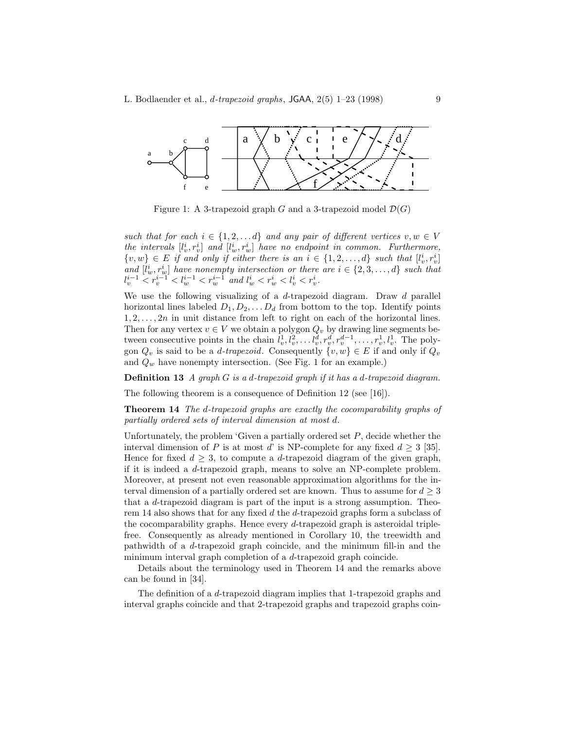Figure 1: A 3-trapezoid graph $G$ and a 3-trapezoid model $\mathcal{D}(G)$

*such that for each $i \in \{1, 2, \ldots d\}$ and any pair of different vertices $v, w \in V$ the intervals $[l_v^i, r_v^i]$ and $[l_w^i, r_w^i]$ have no endpoint in common. Furthermore, $\{v, w\} \in E$ if and only if either there is an $i \in \{1, 2, \ldots, d\}$ such that $[l_v^i, r_v^i]$ and $[l_w^i, r_w^i]$ have nonempty intersection or there are $i \in \{2, 3, \ldots, d\}$ such that $l_v^{i-1} < r_v^{i-1} < l_w^{i-1} < r_w^{i-1}$ and $l_w^i < r_w^i < l_v^i < r_v^i$.*

We use the following visualizing of a $d$-trapezoid diagram. Draw $d$ parallel horizontal lines labeled $D_1, D_2, \ldots D_d$ from bottom to the top. Identify points $1, 2, \ldots, 2n$ in unit distance from left to right on each of the horizontal lines. Then for any vertex $v \in V$ we obtain a polygon $Q_v$ by drawing line segments between consecutive points in the chain $l_v^1, l_v^2, \ldots l_v^d, r_v^d, r_v^{d-1}, \ldots, r_v^1, l_v^1$. The polygon $Q_v$ is said to be a *$d$-trapezoid*. Consequently $\{v, w\} \in E$ if and only if $Q_v$ and $Q_w$ have nonempty intersection. (See Fig. 1 for an example.)

**Definition 13** *A graph $G$ is a $d$-trapezoid graph if it has a $d$-trapezoid diagram.*

The following theorem is a consequence of Definition 12 (see [16]).

**Theorem 14** *The $d$-trapezoid graphs are exactly the cocomparability graphs of partially ordered sets of interval dimension at most $d$.*

Unfortunately, the problem 'Given a partially ordered set $P$, decide whether the interval dimension of $P$ is at most $d$' is NP-complete for any fixed $d \geq 3$ [35]. Hence for fixed $d \geq 3$, to compute a $d$-trapezoid diagram of the given graph, if it is indeed a $d$-trapezoid graph, means to solve an NP-complete problem. Moreover, at present not even reasonable approximation algorithms for the interval dimension of a partially ordered set are known. Thus to assume for $d \geq 3$ that a $d$-trapezoid diagram is part of the input is a strong assumption. Theorem 14 also shows that for any fixed $d$ the $d$-trapezoid graphs form a subclass of the cocomparability graphs. Hence every $d$-trapezoid graph is asteroidal triple-free. Consequently as already mentioned in Corollary 10, the treewidth and pathwidth of a $d$-trapezoid graph coincide, and the minimum fill-in and the minimum interval graph completion of a $d$-trapezoid graph coincide.

Details about the terminology used in Theorem 14 and the remarks above can be found in [34].

The definition of a $d$-trapezoid diagram implies that 1-trapezoid graphs and interval graphs coincide and that 2-trapezoid graphs and trapezoid graphs coin-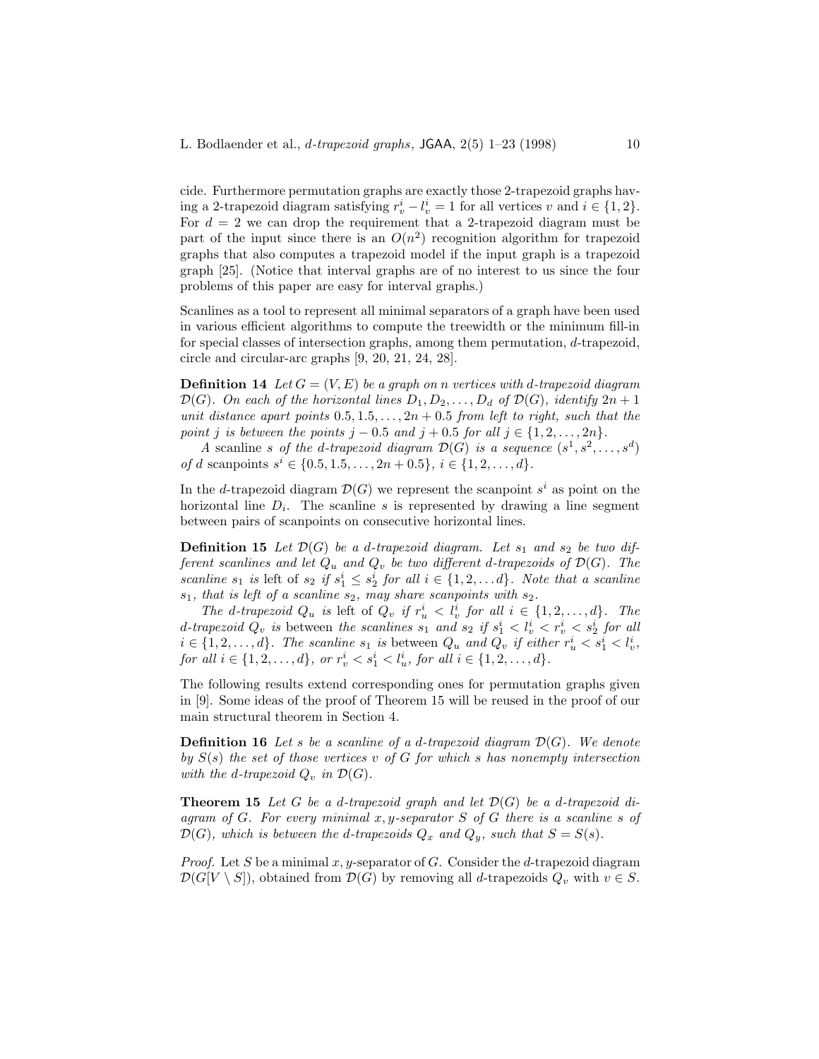cide. Furthermore permutation graphs are exactly those 2-trapezoid graphs having a 2-trapezoid diagram satisfying $r_v^i - l_v^i = 1$ for all vertices $v$ and $i \in \{1, 2\}$. For $d = 2$ we can drop the requirement that a 2-trapezoid diagram must be part of the input since there is an $O(n^2)$ recognition algorithm for trapezoid graphs that also computes a trapezoid model if the input graph is a trapezoid graph [25]. (Notice that interval graphs are of no interest to us since the four problems of this paper are easy for interval graphs.)

Scanlines as a tool to represent all minimal separators of a graph have been used in various efficient algorithms to compute the treewidth or the minimum fill-in for special classes of intersection graphs, among them permutation, $d$-trapezoid, circle and circular-arc graphs [9, 20, 21, 24, 28].

**Definition 14** *Let $G = (V, E)$ be a graph on $n$ vertices with $d$-trapezoid diagram $\mathcal{D}(G)$. On each of the horizontal lines $D_1, D_2, \ldots, D_d$ of $\mathcal{D}(G)$, identify $2n + 1$ unit distance apart points $0.5, 1.5, \ldots, 2n + 0.5$ from left to right, such that the point $j$ is between the points $j - 0.5$ and $j + 0.5$ for all $j \in \{1, 2, \ldots, 2n\}$.*

*A* scanline *$s$ of the $d$-trapezoid diagram $\mathcal{D}(G)$ is a sequence $(s^1, s^2, \ldots, s^d)$ of $d$ scanpoints $s^i \in \{0.5, 1.5, \ldots, 2n + 0.5\}$, $i \in \{1, 2, \ldots, d\}$.*

In the $d$-trapezoid diagram $\mathcal{D}(G)$ we represent the scanpoint $s^i$ as point on the horizontal line $D_i$. The scanline $s$ is represented by drawing a line segment between pairs of scanpoints on consecutive horizontal lines.

**Definition 15** *Let $\mathcal{D}(G)$ be a $d$-trapezoid diagram. Let $s_1$ and $s_2$ be two different scanlines and let $Q_u$ and $Q_v$ be two different $d$-trapezoids of $\mathcal{D}(G)$. The scanline $s_1$ is* left *of $s_2$ if $s_1^i \le s_2^i$ for all $i \in \{1, 2, \ldots d\}$. Note that a scanline $s_1$, that is left of a scanline $s_2$, may share scanpoints with $s_2$.*

*The $d$-trapezoid $Q_u$ is* left *of $Q_v$ if $r_u^i < l_v^i$ for all $i \in \{1, 2, \ldots, d\}$. The $d$-trapezoid $Q_v$ is* between *the scanlines $s_1$ and $s_2$ if $s_1^i < l_v^i < r_v^i < s_2^i$ for all $i \in \{1, 2, \ldots, d\}$. The scanline $s_1$ is* between *$Q_u$ and $Q_v$ if either $r_u^i < s_1^i < l_v^i$, for all $i \in \{1, 2, \ldots, d\}$, or $r_v^i < s_1^i < l_u^i$, for all $i \in \{1, 2, \ldots, d\}$.*

The following results extend corresponding ones for permutation graphs given in [9]. Some ideas of the proof of Theorem 15 will be reused in the proof of our main structural theorem in Section 4.

**Definition 16** *Let $s$ be a scanline of a $d$-trapezoid diagram $\mathcal{D}(G)$. We denote by $S(s)$ the set of those vertices $v$ of $G$ for which $s$ has nonempty intersection with the $d$-trapezoid $Q_v$ in $\mathcal{D}(G)$.*

**Theorem 15** *Let $G$ be a $d$-trapezoid graph and let $\mathcal{D}(G)$ be a $d$-trapezoid diagram of $G$. For every minimal $x, y$-separator $S$ of $G$ there is a scanline $s$ of $\mathcal{D}(G)$, which is between the $d$-trapezoids $Q_x$ and $Q_y$, such that $S = S(s)$.*

*Proof.* Let $S$ be a minimal $x, y$-separator of $G$. Consider the $d$-trapezoid diagram $\mathcal{D}(G[V \setminus S])$, obtained from $\mathcal{D}(G)$ by removing all $d$-trapezoids $Q_v$ with $v \in S$.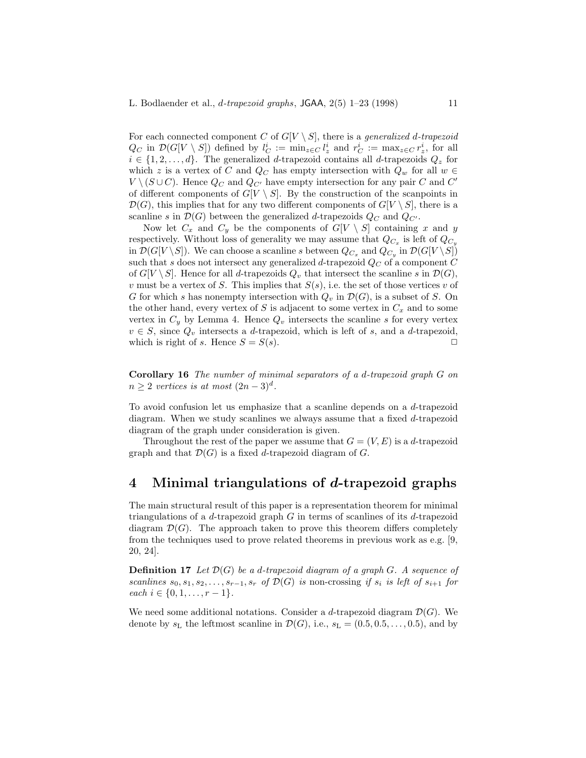For each connected component $C$ of $G[V \setminus S]$, there is a *generalized d-trapezoid* $Q_C$ in $\mathcal{D}(G[V \setminus S])$ defined by $l_C^i := \min_{z \in C} l_z^i$ and $r_C^i := \max_{z \in C} r_z^i$, for all $i \in \{1, 2, \ldots, d\}$. The generalized $d$-trapezoid contains all $d$-trapezoids $Q_z$ for which $z$ is a vertex of $C$ and $Q_C$ has empty intersection with $Q_w$ for all $w \in V \setminus (S \cup C)$. Hence $Q_C$ and $Q_{C'}$ have empty intersection for any pair $C$ and $C'$ of different components of $G[V \setminus S]$. By the construction of the scanpoints in $\mathcal{D}(G)$, this implies that for any two different components of $G[V \setminus S]$, there is a scanline $s$ in $\mathcal{D}(G)$ between the generalized $d$-trapezoids $Q_C$ and $Q_{C'}$.

Now let $C_x$ and $C_y$ be the components of $G[V \setminus S]$ containing $x$ and $y$ respectively. Without loss of generality we may assume that $Q_{C_x}$ is left of $Q_{C_y}$ in $\mathcal{D}(G[V \setminus S])$. We can choose a scanline $s$ between $Q_{C_x}$ and $Q_{C_y}$ in $\mathcal{D}(G[V \setminus S])$ such that $s$ does not intersect any generalized $d$-trapezoid $Q_C$ of a component $C$ of $G[V \setminus S]$. Hence for all $d$-trapezoids $Q_v$ that intersect the scanline $s$ in $\mathcal{D}(G)$, $v$ must be a vertex of $S$. This implies that $S(s)$, i.e. the set of those vertices $v$ of $G$ for which $s$ has nonempty intersection with $Q_v$ in $\mathcal{D}(G)$, is a subset of $S$. On the other hand, every vertex of $S$ is adjacent to some vertex in $C_x$ and to some vertex in $C_y$ by Lemma 4. Hence $Q_v$ intersects the scanline $s$ for every vertex $v \in S$, since $Q_v$ intersects a $d$-trapezoid, which is left of $s$, and a $d$-trapezoid, which is right of $s$. Hence $S = S(s)$. □

**Corollary 16** *The number of minimal separators of a d-trapezoid graph G on* $n \geq 2$ *vertices is at most* $(2n-3)^d$.

To avoid confusion let us emphasize that a scanline depends on a $d$-trapezoid diagram. When we study scanlines we always assume that a fixed $d$-trapezoid diagram of the graph under consideration is given.

Throughout the rest of the paper we assume that $G = (V, E)$ is a $d$-trapezoid graph and that $\mathcal{D}(G)$ is a fixed $d$-trapezoid diagram of $G$.

# 4 Minimal triangulations of *d*-trapezoid graphs

The main structural result of this paper is a representation theorem for minimal triangulations of a $d$-trapezoid graph $G$ in terms of scanlines of its $d$-trapezoid diagram $\mathcal{D}(G)$. The approach taken to prove this theorem differs completely from the techniques used to prove related theorems in previous work as e.g. [9, 20, 24].

**Definition 17** *Let* $\mathcal{D}(G)$ *be a d-trapezoid diagram of a graph G. A sequence of scanlines* $s_0, s_1, s_2, \ldots, s_{r-1}, s_r$ *of* $\mathcal{D}(G)$ *is* non-crossing *if* $s_i$ *is left of* $s_{i+1}$ *for each* $i \in \{0, 1, \ldots, r-1\}$.

We need some additional notations. Consider a $d$-trapezoid diagram $\mathcal{D}(G)$. We denote by $s_\text{L}$ the leftmost scanline in $\mathcal{D}(G)$, i.e., $s_\text{L} = (0.5, 0.5, \ldots, 0.5)$, and by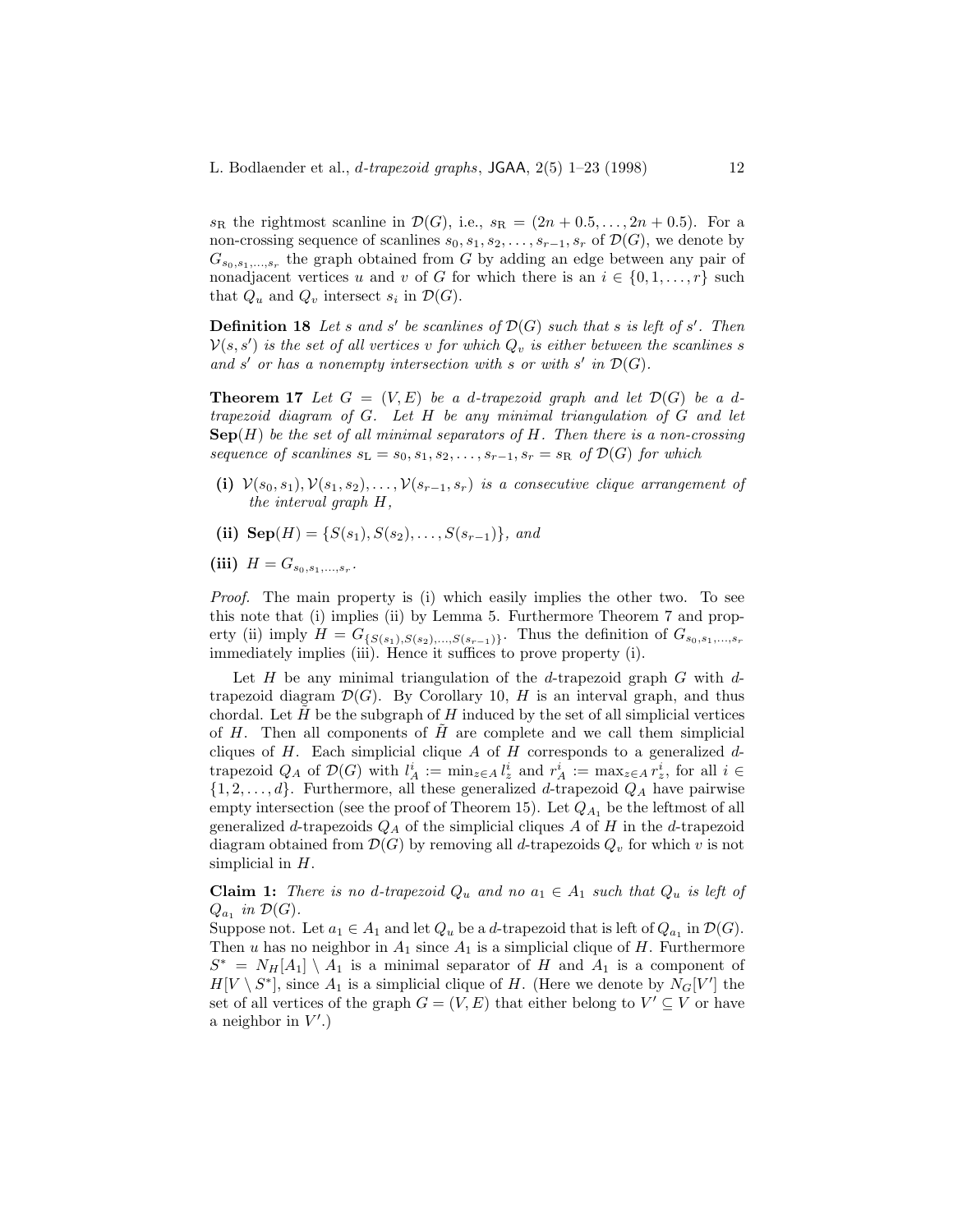$s_{\mathrm{R}}$ the rightmost scanline in $\mathcal{D}(G)$, i.e., $s_{\mathrm{R}} = (2n+0.5, \ldots, 2n+0.5)$. For a non-crossing sequence of scanlines $s_0, s_1, s_2, \ldots, s_{r-1}, s_r$ of $\mathcal{D}(G)$, we denote by $G_{s_0,s_1,\ldots,s_r}$ the graph obtained from $G$ by adding an edge between any pair of nonadjacent vertices $u$ and $v$ of $G$ for which there is an $i \in \{0, 1, \ldots, r\}$ such that $Q_u$ and $Q_v$ intersect $s_i$ in $\mathcal{D}(G)$.

**Definition 18** *Let $s$ and $s'$ be scanlines of $\mathcal{D}(G)$ such that $s$ is left of $s'$. Then $\mathcal{V}(s, s')$ is the set of all vertices $v$ for which $Q_v$ is either between the scanlines $s$ and $s'$ or has a nonempty intersection with $s$ or with $s'$ in $\mathcal{D}(G)$.*

**Theorem 17** *Let $G = (V, E)$ be a $d$-trapezoid graph and let $\mathcal{D}(G)$ be a $d$-trapezoid diagram of $G$. Let $H$ be any minimal triangulation of $G$ and let $\mathbf{Sep}(H)$ be the set of all minimal separators of $H$. Then there is a non-crossing sequence of scanlines $s_{\mathrm{L}} = s_0, s_1, s_2, \ldots, s_{r-1}, s_r = s_{\mathrm{R}}$ of $\mathcal{D}(G)$ for which*

- **(i)** *$\mathcal{V}(s_0, s_1), \mathcal{V}(s_1, s_2), \ldots, \mathcal{V}(s_{r-1}, s_r)$ is a consecutive clique arrangement of the interval graph $H$,*
- **(ii)** *$\mathbf{Sep}(H) = \{S(s_1), S(s_2), \ldots, S(s_{r-1})\}$, and*
- **(iii)** *$H = G_{s_0,s_1,\ldots,s_r}$.*

*Proof.* The main property is (i) which easily implies the other two. To see this note that (i) implies (ii) by Lemma 5. Furthermore Theorem 7 and property (ii) imply $H = G_{\{S(s_1),S(s_2),\ldots,S(s_{r-1})\}}$. Thus the definition of $G_{s_0,s_1,\ldots,s_r}$ immediately implies (iii). Hence it suffices to prove property (i).

Let $H$ be any minimal triangulation of the $d$-trapezoid graph $G$ with $d$-trapezoid diagram $\mathcal{D}(G)$. By Corollary 10, $H$ is an interval graph, and thus chordal. Let $\tilde{H}$ be the subgraph of $H$ induced by the set of all simplicial vertices of $H$. Then all components of $\tilde{H}$ are complete and we call them simplicial cliques of $H$. Each simplicial clique $A$ of $H$ corresponds to a generalized $d$-trapezoid $Q_A$ of $\mathcal{D}(G)$ with $l^i_A := \min_{z \in A} l^i_z$ and $r^i_A := \max_{z \in A} r^i_z$, for all $i \in \{1, 2, \ldots, d\}$. Furthermore, all these generalized $d$-trapezoid $Q_A$ have pairwise empty intersection (see the proof of Theorem 15). Let $Q_{A_1}$ be the leftmost of all generalized $d$-trapezoids $Q_A$ of the simplicial cliques $A$ of $H$ in the $d$-trapezoid diagram obtained from $\mathcal{D}(G)$ by removing all $d$-trapezoids $Q_v$ for which $v$ is not simplicial in $H$.

**Claim 1:** *There is no $d$-trapezoid $Q_u$ and no $a_1 \in A_1$ such that $Q_u$ is left of $Q_{a_1}$ in $\mathcal{D}(G)$.*

Suppose not. Let $a_1 \in A_1$ and let $Q_u$ be a $d$-trapezoid that is left of $Q_{a_1}$ in $\mathcal{D}(G)$. Then $u$ has no neighbor in $A_1$ since $A_1$ is a simplicial clique of $H$. Furthermore $S^* = N_H[A_1] \setminus A_1$ is a minimal separator of $H$ and $A_1$ is a component of $H[V \setminus S^*]$, since $A_1$ is a simplicial clique of $H$. (Here we denote by $N_G[V']$ the set of all vertices of the graph $G = (V, E)$ that either belong to $V' \subseteq V$ or have a neighbor in $V'$.)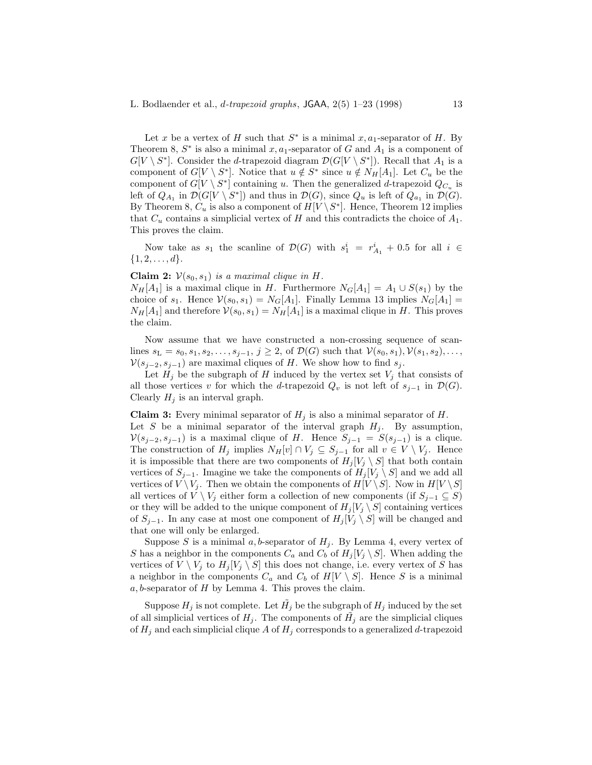Let $x$ be a vertex of $H$ such that $S^*$ is a minimal $x, a_1$-separator of $H$. By Theorem 8, $S^*$ is also a minimal $x, a_1$-separator of $G$ and $A_1$ is a component of $G[V \setminus S^*]$. Consider the $d$-trapezoid diagram $\mathcal{D}(G[V \setminus S^*])$. Recall that $A_1$ is a component of $G[V \setminus S^*]$. Notice that $u \notin S^*$ since $u \notin N_H[A_1]$. Let $C_u$ be the component of $G[V \setminus S^*]$ containing $u$. Then the generalized $d$-trapezoid $Q_{C_u}$ is left of $Q_{A_1}$ in $\mathcal{D}(G[V \setminus S^*])$ and thus in $\mathcal{D}(G)$, since $Q_u$ is left of $Q_{a_1}$ in $\mathcal{D}(G)$. By Theorem 8, $C_u$ is also a component of $H[V \setminus S^*]$. Hence, Theorem 12 implies that $C_u$ contains a simplicial vertex of $H$ and this contradicts the choice of $A_1$. This proves the claim.

Now take as $s_1$ the scanline of $\mathcal{D}(G)$ with $s_1^i = r_{A_1}^i + 0.5$ for all $i \in \{1, 2, \dots, d\}$.

**Claim 2:** *$\mathcal{V}(s_0, s_1)$ is a maximal clique in $H$.*
$N_H[A_1]$ is a maximal clique in $H$. Furthermore $N_G[A_1] = A_1 \cup S(s_1)$ by the choice of $s_1$. Hence $\mathcal{V}(s_0, s_1) = N_G[A_1]$. Finally Lemma 13 implies $N_G[A_1] = N_H[A_1]$ and therefore $\mathcal{V}(s_0, s_1) = N_H[A_1]$ is a maximal clique in $H$. This proves the claim.

Now assume that we have constructed a non-crossing sequence of scanlines $s_{\mathrm{L}} = s_0, s_1, s_2, \dots, s_{j-1}$, $j \geq 2$, of $\mathcal{D}(G)$ such that $\mathcal{V}(s_0, s_1), \mathcal{V}(s_1, s_2), \dots, \mathcal{V}(s_{j-2}, s_{j-1})$ are maximal cliques of $H$. We show how to find $s_j$.

Let $H_j$ be the subgraph of $H$ induced by the vertex set $V_j$ that consists of all those vertices $v$ for which the $d$-trapezoid $Q_v$ is not left of $s_{j-1}$ in $\mathcal{D}(G)$. Clearly $H_j$ is an interval graph.

**Claim 3:** Every minimal separator of $H_j$ is also a minimal separator of $H$.
Let $S$ be a minimal separator of the interval graph $H_j$. By assumption, $\mathcal{V}(s_{j-2}, s_{j-1})$ is a maximal clique of $H$. Hence $S_{j-1} = S(s_{j-1})$ is a clique. The construction of $H_j$ implies $N_H[v] \cap V_j \subseteq S_{j-1}$ for all $v \in V \setminus V_j$. Hence it is impossible that there are two components of $H_j[V_j \setminus S]$ that both contain vertices of $S_{j-1}$. Imagine we take the components of $H_j[V_j \setminus S]$ and we add all vertices of $V \setminus V_j$. Then we obtain the components of $H[V \setminus S]$. Now in $H[V \setminus S]$ all vertices of $V \setminus V_j$ either form a collection of new components (if $S_{j-1} \subseteq S$) or they will be added to the unique component of $H_j[V_j \setminus S]$ containing vertices of $S_{j-1}$. In any case at most one component of $H_j[V_j \setminus S]$ will be changed and that one will only be enlarged.

Suppose $S$ is a minimal $a, b$-separator of $H_j$. By Lemma 4, every vertex of $S$ has a neighbor in the components $C_a$ and $C_b$ of $H_j[V_j \setminus S]$. When adding the vertices of $V \setminus V_j$ to $H_j[V_j \setminus S]$ this does not change, i.e. every vertex of $S$ has a neighbor in the components $C_a$ and $C_b$ of $H[V \setminus S]$. Hence $S$ is a minimal $a, b$-separator of $H$ by Lemma 4. This proves the claim.

Suppose $H_j$ is not complete. Let $\tilde{H}_j$ be the subgraph of $H_j$ induced by the set of all simplicial vertices of $H_j$. The components of $\tilde{H}_j$ are the simplicial cliques of $H_j$ and each simplicial clique $A$ of $H_j$ corresponds to a generalized $d$-trapezoid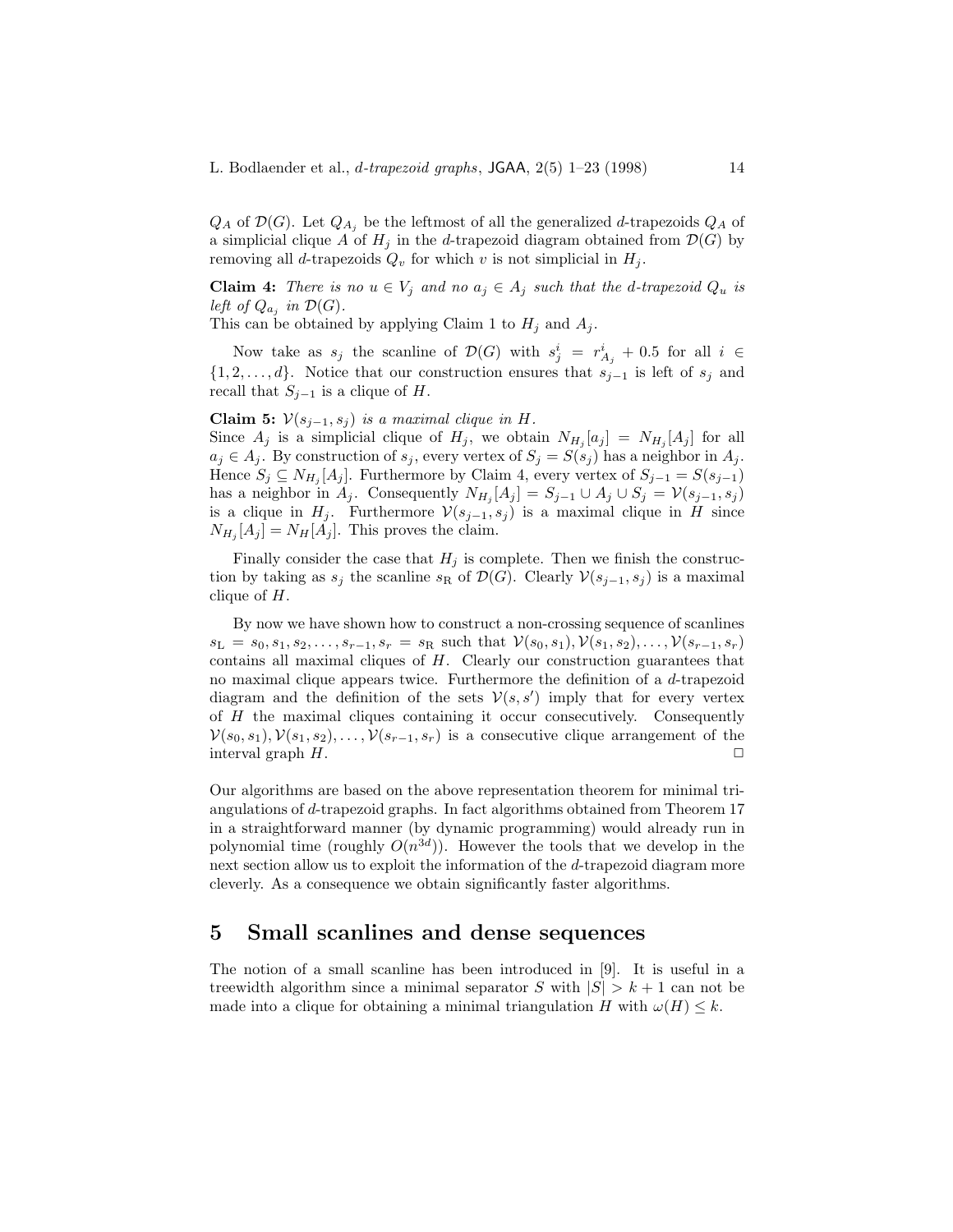$Q_A$ of $\mathcal{D}(G)$. Let $Q_{A_j}$ be the leftmost of all the generalized $d$-trapezoids $Q_A$ of a simplicial clique $A$ of $H_j$ in the $d$-trapezoid diagram obtained from $\mathcal{D}(G)$ by removing all $d$-trapezoids $Q_v$ for which $v$ is not simplicial in $H_j$.

**Claim 4:** *There is no $u \in V_j$ and no $a_j \in A_j$ such that the $d$-trapezoid $Q_u$ is left of $Q_{a_j}$ in $\mathcal{D}(G)$.*
This can be obtained by applying Claim 1 to $H_j$ and $A_j$.

Now take as $s_j$ the scanline of $\mathcal{D}(G)$ with $s_j^i = r_{A_j}^i + 0.5$ for all $i \in \{1, 2, \ldots, d\}$. Notice that our construction ensures that $s_{j-1}$ is left of $s_j$ and recall that $S_{j-1}$ is a clique of $H$.

**Claim 5:** *$\mathcal{V}(s_{j-1}, s_j)$ is a maximal clique in $H$.*
Since $A_j$ is a simplicial clique of $H_j$, we obtain $N_{H_j}[a_j] = N_{H_j}[A_j]$ for all $a_j \in A_j$. By construction of $s_j$, every vertex of $S_j = S(s_j)$ has a neighbor in $A_j$. Hence $S_j \subseteq N_{H_j}[A_j]$. Furthermore by Claim 4, every vertex of $S_{j-1} = S(s_{j-1})$ has a neighbor in $A_j$. Consequently $N_{H_j}[A_j] = S_{j-1} \cup A_j \cup S_j = \mathcal{V}(s_{j-1}, s_j)$ is a clique in $H_j$. Furthermore $\mathcal{V}(s_{j-1}, s_j)$ is a maximal clique in $H$ since $N_{H_j}[A_j] = N_H[A_j]$. This proves the claim.

Finally consider the case that $H_j$ is complete. Then we finish the construction by taking as $s_j$ the scanline $s_{\mathrm{R}}$ of $\mathcal{D}(G)$. Clearly $\mathcal{V}(s_{j-1}, s_j)$ is a maximal clique of $H$.

By now we have shown how to construct a non-crossing sequence of scanlines $s_{\mathrm{L}} = s_0, s_1, s_2, \ldots, s_{r-1}, s_r = s_{\mathrm{R}}$ such that $\mathcal{V}(s_0, s_1), \mathcal{V}(s_1, s_2), \ldots, \mathcal{V}(s_{r-1}, s_r)$ contains all maximal cliques of $H$. Clearly our construction guarantees that no maximal clique appears twice. Furthermore the definition of a $d$-trapezoid diagram and the definition of the sets $\mathcal{V}(s, s')$ imply that for every vertex of $H$ the maximal cliques containing it occur consecutively. Consequently $\mathcal{V}(s_0, s_1), \mathcal{V}(s_1, s_2), \ldots, \mathcal{V}(s_{r-1}, s_r)$ is a consecutive clique arrangement of the interval graph $H$. □

Our algorithms are based on the above representation theorem for minimal triangulations of $d$-trapezoid graphs. In fact algorithms obtained from Theorem 17 in a straightforward manner (by dynamic programming) would already run in polynomial time (roughly $O(n^{3d})$). However the tools that we develop in the next section allow us to exploit the information of the $d$-trapezoid diagram more cleverly. As a consequence we obtain significantly faster algorithms.

## 5 Small scanlines and dense sequences

The notion of a small scanline has been introduced in [9]. It is useful in a treewidth algorithm since a minimal separator $S$ with $|S| > k + 1$ can not be made into a clique for obtaining a minimal triangulation $H$ with $\omega(H) \leq k$.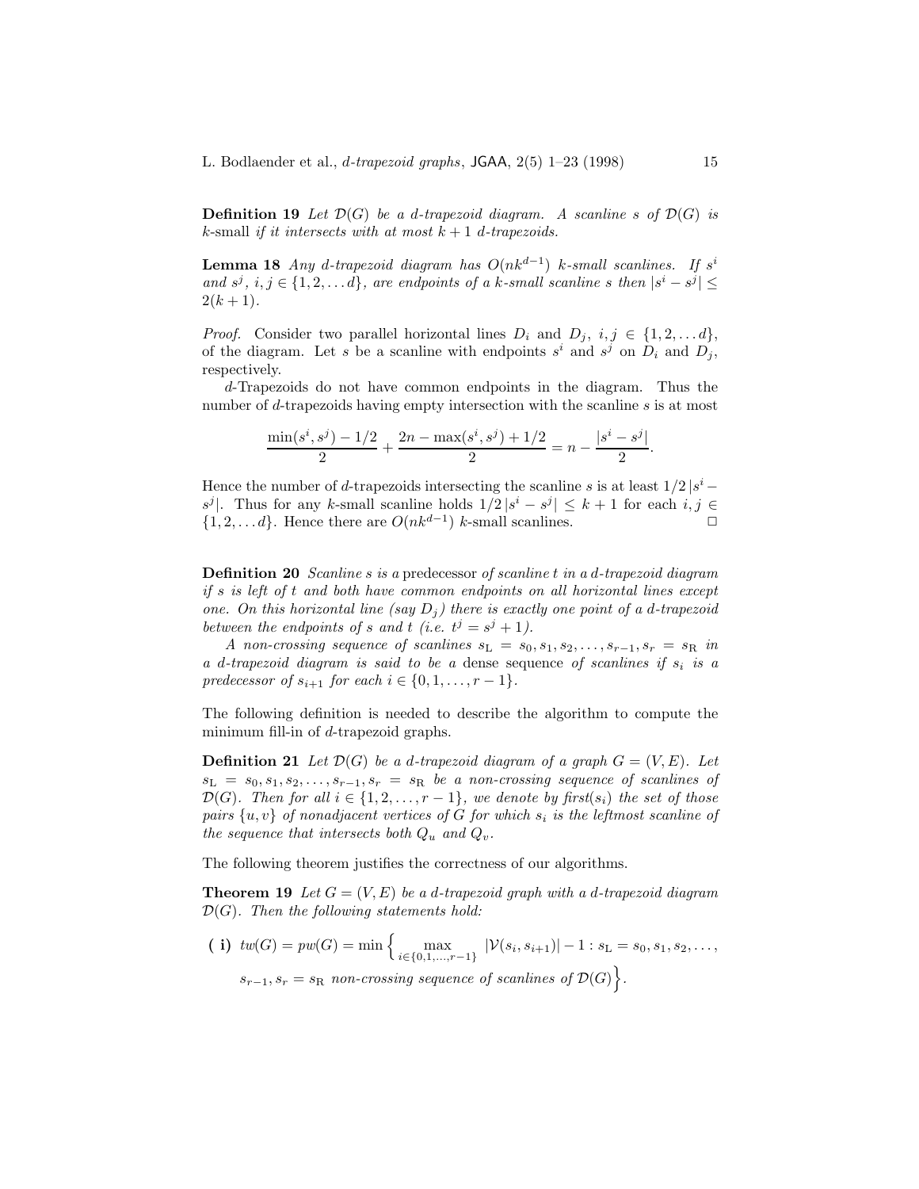**Definition 19** *Let $\mathcal{D}(G)$ be a d-trapezoid diagram. A scanline s of $\mathcal{D}(G)$ is* k-small *if it intersects with at most $k+1$ d-trapezoids.*

**Lemma 18** *Any d-trapezoid diagram has $O(nk^{d-1})$ k-small scanlines. If $s^i$ and $s^j$, $i,j \in \{1,2,\ldots d\}$, are endpoints of a k-small scanline s then $|s^i - s^j| \leq 2(k+1)$.*

*Proof.* Consider two parallel horizontal lines $D_i$ and $D_j$, $i,j \in \{1,2,\ldots d\}$, of the diagram. Let $s$ be a scanline with endpoints $s^i$ and $s^j$ on $D_i$ and $D_j$, respectively.

$d$-Trapezoids do not have common endpoints in the diagram. Thus the number of $d$-trapezoids having empty intersection with the scanline $s$ is at most

$$\frac{\min(s^i, s^j) - 1/2}{2} + \frac{2n - \max(s^i, s^j) + 1/2}{2} = n - \frac{|s^i - s^j|}{2}.$$

Hence the number of $d$-trapezoids intersecting the scanline $s$ is at least $1/2\,|s^i - s^j|$. Thus for any $k$-small scanline holds $1/2\,|s^i - s^j| \leq k+1$ for each $i,j \in \{1,2,\ldots d\}$. Hence there are $O(nk^{d-1})$ $k$-small scanlines. $\Box$

**Definition 20** *Scanline s is a* predecessor *of scanline t in a d-trapezoid diagram if s is left of t and both have common endpoints on all horizontal lines except one. On this horizontal line (say $D_j$) there is exactly one point of a d-trapezoid between the endpoints of s and t (i.e. $t^j = s^j + 1$).*

*A non-crossing sequence of scanlines $s_L = s_0, s_1, s_2, \ldots, s_{r-1}, s_r = s_R$ in a d-trapezoid diagram is said to be a* dense sequence *of scanlines if $s_i$ is a predecessor of $s_{i+1}$ for each $i \in \{0,1,\ldots,r-1\}$.*

The following definition is needed to describe the algorithm to compute the minimum fill-in of $d$-trapezoid graphs.

**Definition 21** *Let $\mathcal{D}(G)$ be a d-trapezoid diagram of a graph $G=(V,E)$. Let $s_L = s_0, s_1, s_2, \ldots, s_{r-1}, s_r = s_R$ be a non-crossing sequence of scanlines of $\mathcal{D}(G)$. Then for all $i \in \{1,2,\ldots,r-1\}$, we denote by $first(s_i)$ the set of those pairs $\{u,v\}$ of nonadjacent vertices of G for which $s_i$ is the leftmost scanline of the sequence that intersects both $Q_u$ and $Q_v$.*

The following theorem justifies the correctness of our algorithms.

**Theorem 19** *Let $G=(V,E)$ be a d-trapezoid graph with a d-trapezoid diagram $\mathcal{D}(G)$. Then the following statements hold:*

**( i)** $tw(G) = pw(G) = \min\Big\{ \max\limits_{i \in \{0,1,\ldots,r-1\}} |\mathcal{V}(s_i, s_{i+1})| - 1 : s_L = s_0, s_1, s_2, \ldots, s_{r-1}, s_r = s_R$ *non-crossing sequence of scanlines of* $\mathcal{D}(G)\Big\}$.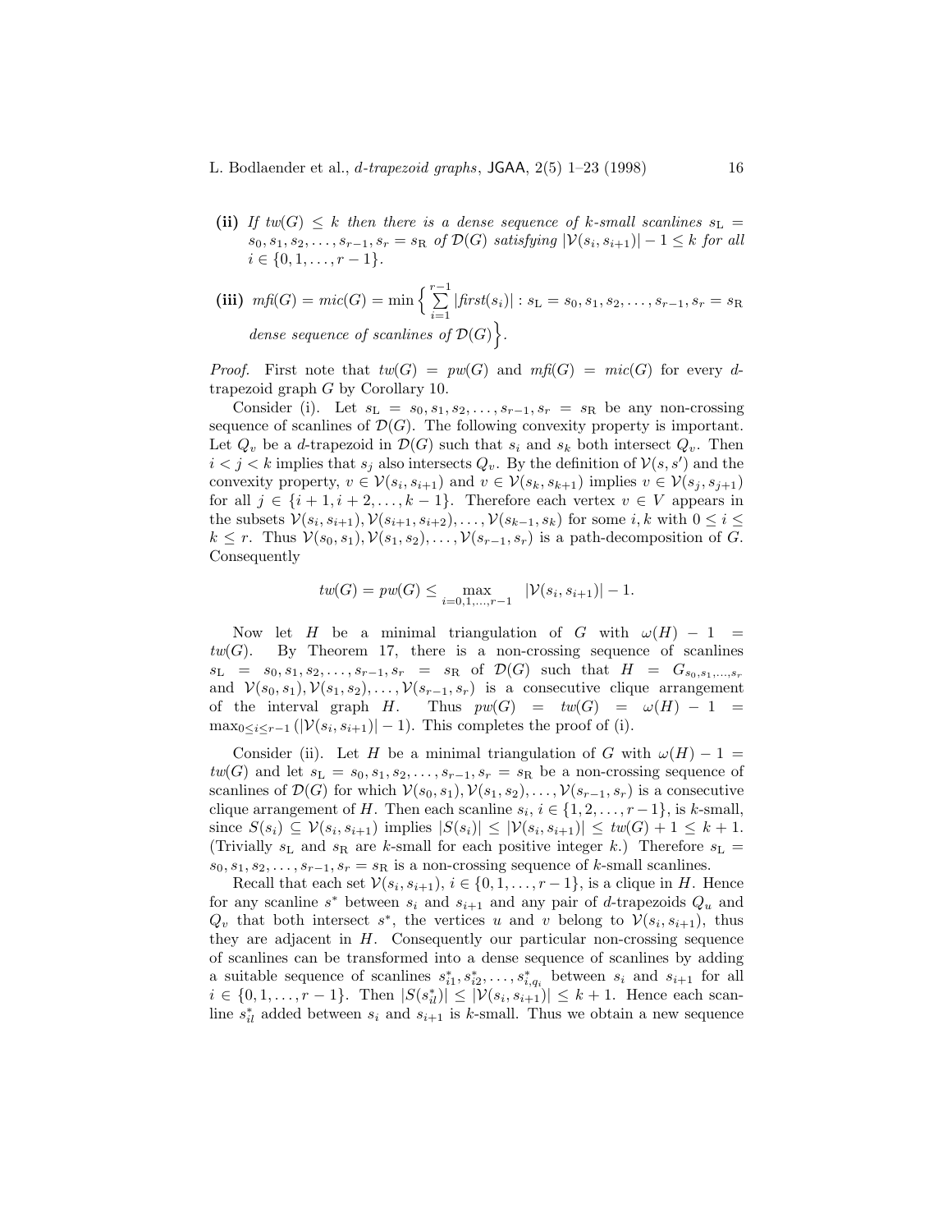**(ii)** *If $tw(G) \leq k$ then there is a dense sequence of $k$-small scanlines $s_{\mathrm{L}} = s_0, s_1, s_2, \ldots, s_{r-1}, s_r = s_{\mathrm{R}}$ of $\mathcal{D}(G)$ satisfying $|\mathcal{V}(s_i, s_{i+1})| - 1 \leq k$ for all $i \in \{0, 1, \ldots, r-1\}$.*

**(iii)** $mfi(G) = mic(G) = \min\Big\{ \sum_{i=1}^{r-1} |first(s_i)| : s_{\mathrm{L}} = s_0, s_1, s_2, \ldots, s_{r-1}, s_r = s_{\mathrm{R}}$ *dense sequence of scanlines of* $\mathcal{D}(G)\Big\}$.

*Proof.* First note that $tw(G) = pw(G)$ and $mfi(G) = mic(G)$ for every $d$-trapezoid graph $G$ by Corollary 10.

Consider (i). Let $s_{\mathrm{L}} = s_0, s_1, s_2, \ldots, s_{r-1}, s_r = s_{\mathrm{R}}$ be any non-crossing sequence of scanlines of $\mathcal{D}(G)$. The following convexity property is important. Let $Q_v$ be a $d$-trapezoid in $\mathcal{D}(G)$ such that $s_i$ and $s_k$ both intersect $Q_v$. Then $i < j < k$ implies that $s_j$ also intersects $Q_v$. By the definition of $\mathcal{V}(s, s')$ and the convexity property, $v \in \mathcal{V}(s_i, s_{i+1})$ and $v \in \mathcal{V}(s_k, s_{k+1})$ implies $v \in \mathcal{V}(s_j, s_{j+1})$ for all $j \in \{i+1, i+2, \ldots, k-1\}$. Therefore each vertex $v \in V$ appears in the subsets $\mathcal{V}(s_i, s_{i+1}), \mathcal{V}(s_{i+1}, s_{i+2}), \ldots, \mathcal{V}(s_{k-1}, s_k)$ for some $i, k$ with $0 \leq i \leq k \leq r$. Thus $\mathcal{V}(s_0, s_1), \mathcal{V}(s_1, s_2), \ldots, \mathcal{V}(s_{r-1}, s_r)$ is a path-decomposition of $G$. Consequently

$$tw(G) = pw(G) \leq \max_{i=0,1,\ldots,r-1} |\mathcal{V}(s_i, s_{i+1})| - 1.$$

Now let $H$ be a minimal triangulation of $G$ with $\omega(H) - 1 = tw(G)$. By Theorem 17, there is a non-crossing sequence of scanlines $s_{\mathrm{L}} = s_0, s_1, s_2, \ldots, s_{r-1}, s_r = s_{\mathrm{R}}$ of $\mathcal{D}(G)$ such that $H = G_{s_0, s_1, \ldots, s_r}$ and $\mathcal{V}(s_0, s_1), \mathcal{V}(s_1, s_2), \ldots, \mathcal{V}(s_{r-1}, s_r)$ is a consecutive clique arrangement of the interval graph $H$. Thus $pw(G) = tw(G) = \omega(H) - 1 = \max_{0 \leq i \leq r-1} (|\mathcal{V}(s_i, s_{i+1})| - 1)$. This completes the proof of (i).

Consider (ii). Let $H$ be a minimal triangulation of $G$ with $\omega(H) - 1 = tw(G)$ and let $s_{\mathrm{L}} = s_0, s_1, s_2, \ldots, s_{r-1}, s_r = s_{\mathrm{R}}$ be a non-crossing sequence of scanlines of $\mathcal{D}(G)$ for which $\mathcal{V}(s_0, s_1), \mathcal{V}(s_1, s_2), \ldots, \mathcal{V}(s_{r-1}, s_r)$ is a consecutive clique arrangement of $H$. Then each scanline $s_i$, $i \in \{1, 2, \ldots, r-1\}$, is $k$-small, since $S(s_i) \subseteq \mathcal{V}(s_i, s_{i+1})$ implies $|S(s_i)| \leq |\mathcal{V}(s_i, s_{i+1})| \leq tw(G) + 1 \leq k + 1$. (Trivially $s_{\mathrm{L}}$ and $s_{\mathrm{R}}$ are $k$-small for each positive integer $k$.) Therefore $s_{\mathrm{L}} = s_0, s_1, s_2, \ldots, s_{r-1}, s_r = s_{\mathrm{R}}$ is a non-crossing sequence of $k$-small scanlines.

Recall that each set $\mathcal{V}(s_i, s_{i+1})$, $i \in \{0, 1, \ldots, r-1\}$, is a clique in $H$. Hence for any scanline $s^*$ between $s_i$ and $s_{i+1}$ and any pair of $d$-trapezoids $Q_u$ and $Q_v$ that both intersect $s^*$, the vertices $u$ and $v$ belong to $\mathcal{V}(s_i, s_{i+1})$, thus they are adjacent in $H$. Consequently our particular non-crossing sequence of scanlines can be transformed into a dense sequence of scanlines by adding a suitable sequence of scanlines $s^*_{i1}, s^*_{i2}, \ldots, s^*_{i,q_i}$ between $s_i$ and $s_{i+1}$ for all $i \in \{0, 1, \ldots, r-1\}$. Then $|S(s^*_{il})| \leq |\mathcal{V}(s_i, s_{i+1})| \leq k + 1$. Hence each scanline $s^*_{il}$ added between $s_i$ and $s_{i+1}$ is $k$-small. Thus we obtain a new sequence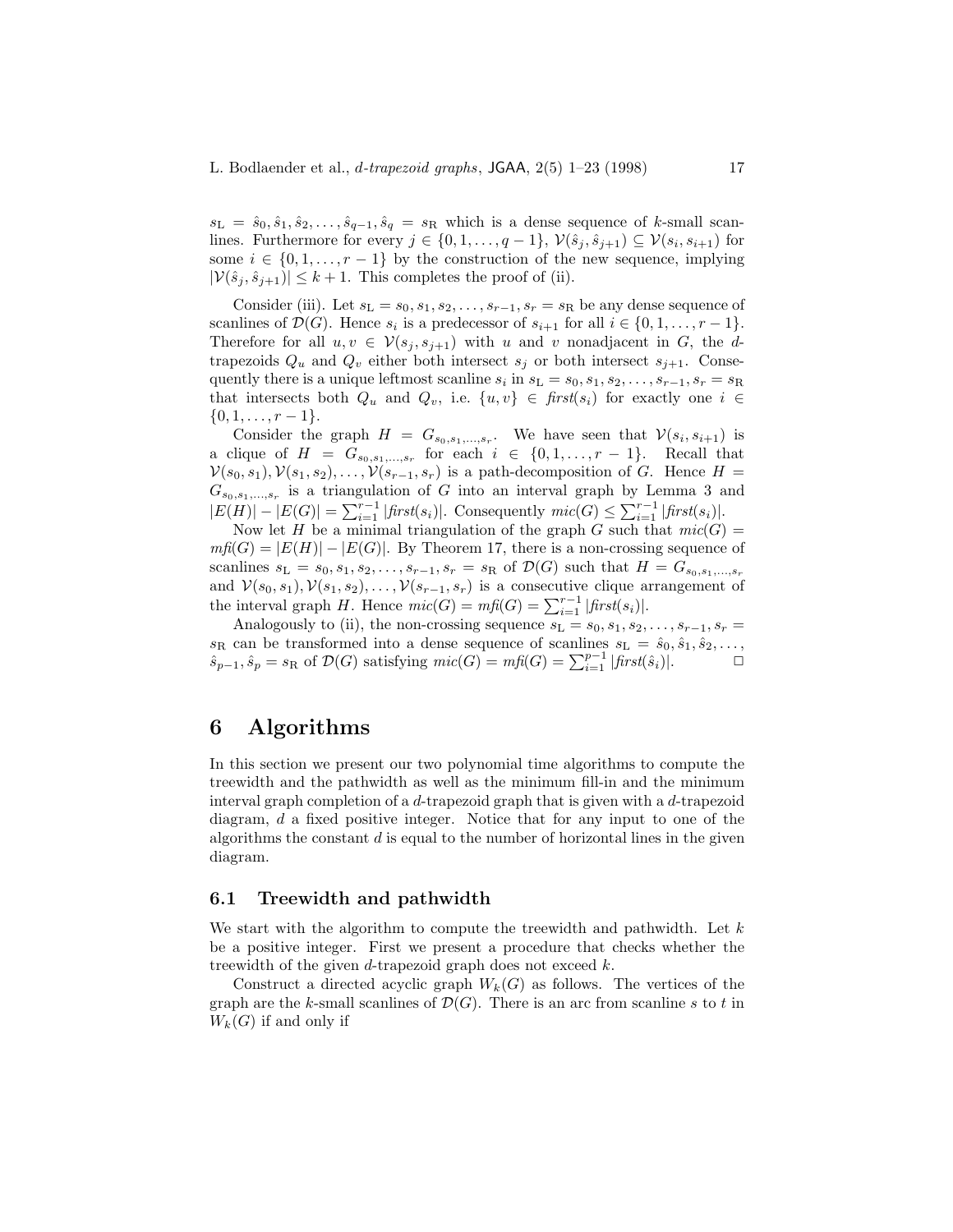$s_{\mathrm{L}} = \hat{s}_0, \hat{s}_1, \hat{s}_2, \ldots, \hat{s}_{q-1}, \hat{s}_q = s_{\mathrm{R}}$ which is a dense sequence of $k$-small scanlines. Furthermore for every $j \in \{0, 1, \ldots, q-1\}$, $\mathcal{V}(\hat{s}_j, \hat{s}_{j+1}) \subseteq \mathcal{V}(s_i, s_{i+1})$ for some $i \in \{0, 1, \ldots, r-1\}$ by the construction of the new sequence, implying $|\mathcal{V}(\hat{s}_j, \hat{s}_{j+1})| \leq k+1$. This completes the proof of (ii).

Consider (iii). Let $s_{\mathrm{L}} = s_0, s_1, s_2, \ldots, s_{r-1}, s_r = s_{\mathrm{R}}$ be any dense sequence of scanlines of $\mathcal{D}(G)$. Hence $s_i$ is a predecessor of $s_{i+1}$ for all $i \in \{0, 1, \ldots, r-1\}$. Therefore for all $u, v \in \mathcal{V}(s_j, s_{j+1})$ with $u$ and $v$ nonadjacent in $G$, the $d$-trapezoids $Q_u$ and $Q_v$ either both intersect $s_j$ or both intersect $s_{j+1}$. Consequently there is a unique leftmost scanline $s_i$ in $s_{\mathrm{L}} = s_0, s_1, s_2, \ldots, s_{r-1}, s_r = s_{\mathrm{R}}$ that intersects both $Q_u$ and $Q_v$, i.e. $\{u, v\} \in \mathit{first}(s_i)$ for exactly one $i \in \{0, 1, \ldots, r-1\}$.

Consider the graph $H = G_{s_0, s_1, \ldots, s_r}$. We have seen that $\mathcal{V}(s_i, s_{i+1})$ is a clique of $H = G_{s_0, s_1, \ldots, s_r}$ for each $i \in \{0, 1, \ldots, r-1\}$. Recall that $\mathcal{V}(s_0, s_1), \mathcal{V}(s_1, s_2), \ldots, \mathcal{V}(s_{r-1}, s_r)$ is a path-decomposition of $G$. Hence $H = G_{s_0, s_1, \ldots, s_r}$ is a triangulation of $G$ into an interval graph by Lemma 3 and $|E(H)| - |E(G)| = \sum_{i=1}^{r-1} |\mathit{first}(s_i)|$. Consequently $\mathit{mic}(G) \leq \sum_{i=1}^{r-1} |\mathit{first}(s_i)|$.

Now let $H$ be a minimal triangulation of the graph $G$ such that $\mathit{mic}(G) = \mathit{mfi}(G) = |E(H)| - |E(G)|$. By Theorem 17, there is a non-crossing sequence of scanlines $s_{\mathrm{L}} = s_0, s_1, s_2, \ldots, s_{r-1}, s_r = s_{\mathrm{R}}$ of $\mathcal{D}(G)$ such that $H = G_{s_0, s_1, \ldots, s_r}$ and $\mathcal{V}(s_0, s_1), \mathcal{V}(s_1, s_2), \ldots, \mathcal{V}(s_{r-1}, s_r)$ is a consecutive clique arrangement of the interval graph $H$. Hence $\mathit{mic}(G) = \mathit{mfi}(G) = \sum_{i=1}^{r-1} |\mathit{first}(s_i)|$.

Analogously to (ii), the non-crossing sequence $s_{\mathrm{L}} = s_0, s_1, s_2, \ldots, s_{r-1}, s_r = s_{\mathrm{R}}$ can be transformed into a dense sequence of scanlines $s_{\mathrm{L}} = \hat{s}_0, \hat{s}_1, \hat{s}_2, \ldots, \hat{s}_{p-1}, \hat{s}_p = s_{\mathrm{R}}$ of $\mathcal{D}(G)$ satisfying $\mathit{mic}(G) = \mathit{mfi}(G) = \sum_{i=1}^{p-1} |\mathit{first}(\hat{s}_i)|$. □

# 6 Algorithms

In this section we present our two polynomial time algorithms to compute the treewidth and the pathwidth as well as the minimum fill-in and the minimum interval graph completion of a $d$-trapezoid graph that is given with a $d$-trapezoid diagram, $d$ a fixed positive integer. Notice that for any input to one of the algorithms the constant $d$ is equal to the number of horizontal lines in the given diagram.

## 6.1 Treewidth and pathwidth

We start with the algorithm to compute the treewidth and pathwidth. Let $k$ be a positive integer. First we present a procedure that checks whether the treewidth of the given $d$-trapezoid graph does not exceed $k$.

Construct a directed acyclic graph $W_k(G)$ as follows. The vertices of the graph are the $k$-small scanlines of $\mathcal{D}(G)$. There is an arc from scanline $s$ to $t$ in $W_k(G)$ if and only if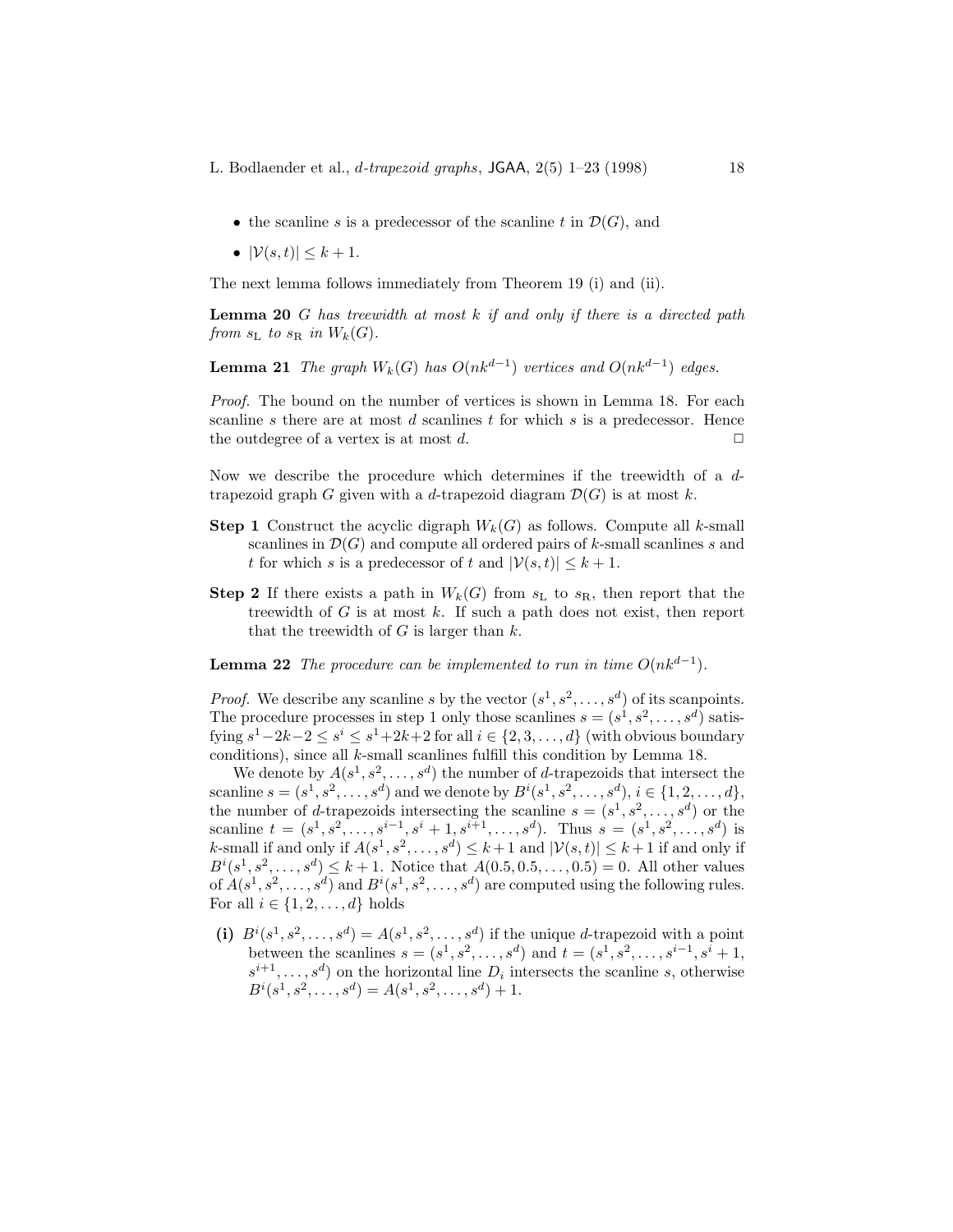- the scanline $s$ is a predecessor of the scanline $t$ in $\mathcal{D}(G)$, and
- $|\mathcal{V}(s,t)| \leq k+1$.

The next lemma follows immediately from Theorem 19 (i) and (ii).

**Lemma 20** *$G$ has treewidth at most $k$ if and only if there is a directed path from $s_{\mathrm{L}}$ to $s_{\mathrm{R}}$ in $W_k(G)$.*

**Lemma 21** *The graph $W_k(G)$ has $O(nk^{d-1})$ vertices and $O(nk^{d-1})$ edges.*

*Proof.* The bound on the number of vertices is shown in Lemma 18. For each scanline $s$ there are at most $d$ scanlines $t$ for which $s$ is a predecessor. Hence the outdegree of a vertex is at most $d$. $\Box$

Now we describe the procedure which determines if the treewidth of a $d$-trapezoid graph $G$ given with a $d$-trapezoid diagram $\mathcal{D}(G)$ is at most $k$.

**Step 1** Construct the acyclic digraph $W_k(G)$ as follows. Compute all $k$-small scanlines in $\mathcal{D}(G)$ and compute all ordered pairs of $k$-small scanlines $s$ and $t$ for which $s$ is a predecessor of $t$ and $|\mathcal{V}(s,t)| \leq k+1$.

**Step 2** If there exists a path in $W_k(G)$ from $s_{\mathrm{L}}$ to $s_{\mathrm{R}}$, then report that the treewidth of $G$ is at most $k$. If such a path does not exist, then report that the treewidth of $G$ is larger than $k$.

**Lemma 22** *The procedure can be implemented to run in time $O(nk^{d-1})$.*

*Proof.* We describe any scanline $s$ by the vector $(s^1, s^2, \ldots, s^d)$ of its scanpoints. The procedure processes in step 1 only those scanlines $s = (s^1, s^2, \ldots, s^d)$ satisfying $s^1 - 2k - 2 \leq s^i \leq s^1 + 2k + 2$ for all $i \in \{2, 3, \ldots, d\}$ (with obvious boundary conditions), since all $k$-small scanlines fulfill this condition by Lemma 18.

We denote by $A(s^1, s^2, \ldots, s^d)$ the number of $d$-trapezoids that intersect the scanline $s = (s^1, s^2, \ldots, s^d)$ and we denote by $B^i(s^1, s^2, \ldots, s^d)$, $i \in \{1, 2, \ldots, d\}$, the number of $d$-trapezoids intersecting the scanline $s = (s^1, s^2, \ldots, s^d)$ or the scanline $t = (s^1, s^2, \ldots, s^{i-1}, s^i + 1, s^{i+1}, \ldots, s^d)$. Thus $s = (s^1, s^2, \ldots, s^d)$ is $k$-small if and only if $A(s^1, s^2, \ldots, s^d) \leq k+1$ and $|\mathcal{V}(s,t)| \leq k+1$ if and only if $B^i(s^1, s^2, \ldots, s^d) \leq k+1$. Notice that $A(0.5, 0.5, \ldots, 0.5) = 0$. All other values of $A(s^1, s^2, \ldots, s^d)$ and $B^i(s^1, s^2, \ldots, s^d)$ are computed using the following rules. For all $i \in \{1, 2, \ldots, d\}$ holds

**(i)** $B^i(s^1, s^2, \ldots, s^d) = A(s^1, s^2, \ldots, s^d)$ if the unique $d$-trapezoid with a point between the scanlines $s = (s^1, s^2, \ldots, s^d)$ and $t = (s^1, s^2, \ldots, s^{i-1}, s^i + 1, s^{i+1}, \ldots, s^d)$ on the horizontal line $D_i$ intersects the scanline $s$, otherwise $B^i(s^1, s^2, \ldots, s^d) = A(s^1, s^2, \ldots, s^d) + 1$.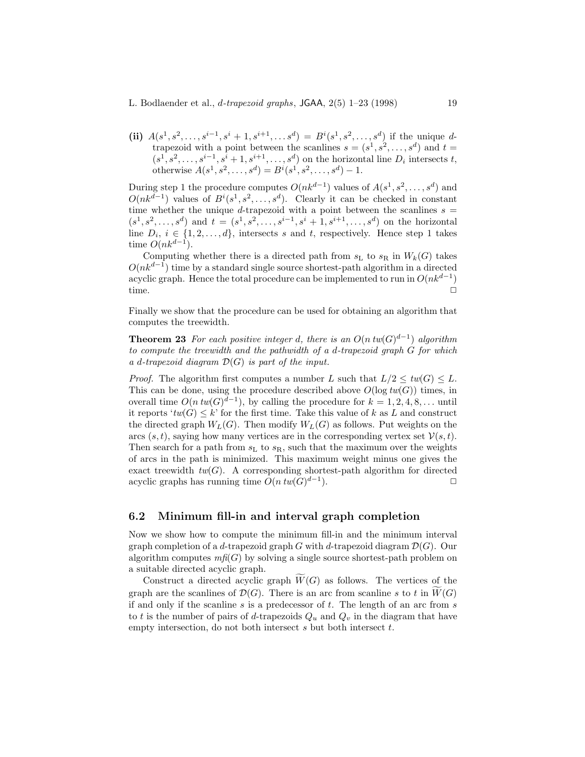**(ii)** $A(s^1, s^2, \ldots, s^{i-1}, s^i + 1, s^{i+1}, \ldots s^d) = B^i(s^1, s^2, \ldots, s^d)$ if the unique $d$-trapezoid with a point between the scanlines $s = (s^1, s^2, \ldots, s^d)$ and $t = (s^1, s^2, \ldots, s^{i-1}, s^i + 1, s^{i+1}, \ldots, s^d)$ on the horizontal line $D_i$ intersects $t$, otherwise $A(s^1, s^2, \ldots, s^d) = B^i(s^1, s^2, \ldots, s^d) - 1$.

During step 1 the procedure computes $O(nk^{d-1})$ values of $A(s^1, s^2, \ldots, s^d)$ and $O(nk^{d-1})$ values of $B^i(s^1, s^2, \ldots, s^d)$. Clearly it can be checked in constant time whether the unique $d$-trapezoid with a point between the scanlines $s = (s^1, s^2, \ldots, s^d)$ and $t = (s^1, s^2, \ldots, s^{i-1}, s^i + 1, s^{i+1}, \ldots, s^d)$ on the horizontal line $D_i$, $i \in \{1, 2, \ldots, d\}$, intersects $s$ and $t$, respectively. Hence step 1 takes time $O(nk^{d-1})$.

Computing whether there is a directed path from $s_L$ to $s_R$ in $W_k(G)$ takes $O(nk^{d-1})$ time by a standard single source shortest-path algorithm in a directed acyclic graph. Hence the total procedure can be implemented to run in $O(nk^{d-1})$ time. □

Finally we show that the procedure can be used for obtaining an algorithm that computes the treewidth.

**Theorem 23** *For each positive integer $d$, there is an $O(n\, tw(G)^{d-1})$ algorithm to compute the treewidth and the pathwidth of a $d$-trapezoid graph $G$ for which a $d$-trapezoid diagram $\mathcal{D}(G)$ is part of the input.*

*Proof.* The algorithm first computes a number $L$ such that $L/2 \leq tw(G) \leq L$. This can be done, using the procedure described above $O(\log tw(G))$ times, in overall time $O(n\, tw(G)^{d-1})$, by calling the procedure for $k = 1, 2, 4, 8, \ldots$ until it reports '$tw(G) \leq k$' for the first time. Take this value of $k$ as $L$ and construct the directed graph $W_L(G)$. Then modify $W_L(G)$ as follows. Put weights on the arcs $(s, t)$, saying how many vertices are in the corresponding vertex set $\mathcal{V}(s, t)$. Then search for a path from $s_L$ to $s_R$, such that the maximum over the weights of arcs in the path is minimized. This maximum weight minus one gives the exact treewidth $tw(G)$. A corresponding shortest-path algorithm for directed acyclic graphs has running time $O(n\, tw(G)^{d-1})$. □

## 6.2 Minimum fill-in and interval graph completion

Now we show how to compute the minimum fill-in and the minimum interval graph completion of a $d$-trapezoid graph $G$ with $d$-trapezoid diagram $\mathcal{D}(G)$. Our algorithm computes $mfi(G)$ by solving a single source shortest-path problem on a suitable directed acyclic graph.

Construct a directed acyclic graph $\widetilde{W}(G)$ as follows. The vertices of the graph are the scanlines of $\mathcal{D}(G)$. There is an arc from scanline $s$ to $t$ in $\widetilde{W}(G)$ if and only if the scanline $s$ is a predecessor of $t$. The length of an arc from $s$ to $t$ is the number of pairs of $d$-trapezoids $Q_u$ and $Q_v$ in the diagram that have empty intersection, do not both intersect $s$ but both intersect $t$.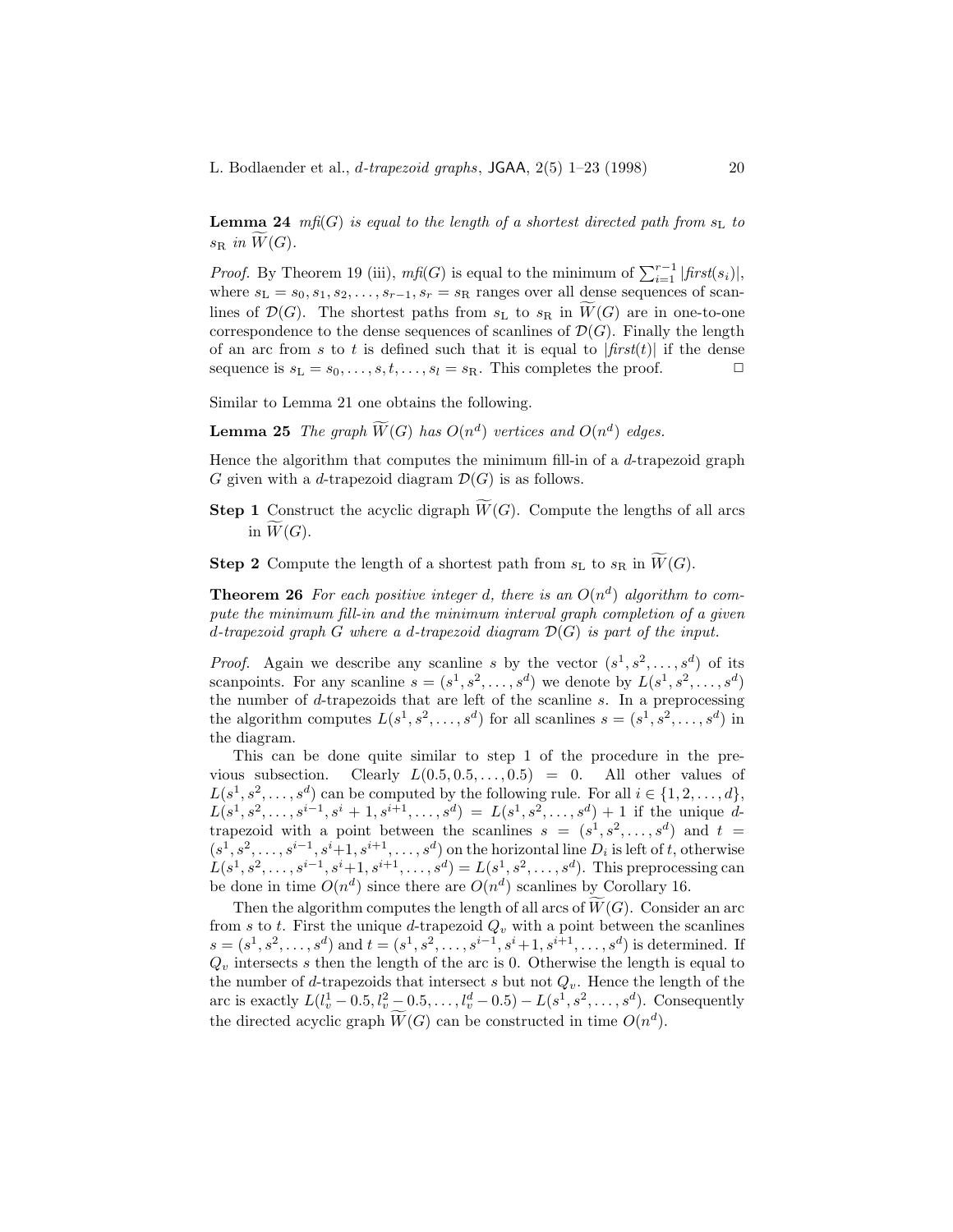**Lemma 24** *mfi(G) is equal to the length of a shortest directed path from $s_{\mathrm{L}}$ to $s_{\mathrm{R}}$ in $\widetilde{W}(G)$.*

*Proof.* By Theorem 19 (iii), *mfi*(G) is equal to the minimum of $\sum_{i=1}^{r-1} |\mathit{first}(s_i)|$, where $s_{\mathrm{L}} = s_0, s_1, s_2, \ldots, s_{r-1}, s_r = s_{\mathrm{R}}$ ranges over all dense sequences of scanlines of $\mathcal{D}(G)$. The shortest paths from $s_{\mathrm{L}}$ to $s_{\mathrm{R}}$ in $\widetilde{W}(G)$ are in one-to-one correspondence to the dense sequences of scanlines of $\mathcal{D}(G)$. Finally the length of an arc from $s$ to $t$ is defined such that it is equal to $|\mathit{first}(t)|$ if the dense sequence is $s_{\mathrm{L}} = s_0, \ldots, s, t, \ldots, s_l = s_{\mathrm{R}}$. This completes the proof. □

Similar to Lemma 21 one obtains the following.

**Lemma 25** *The graph $\widetilde{W}(G)$ has $O(n^d)$ vertices and $O(n^d)$ edges.*

Hence the algorithm that computes the minimum fill-in of a $d$-trapezoid graph $G$ given with a $d$-trapezoid diagram $\mathcal{D}(G)$ is as follows.

**Step 1** Construct the acyclic digraph $\widetilde{W}(G)$. Compute the lengths of all arcs in $\widetilde{W}(G)$.

**Step 2** Compute the length of a shortest path from $s_{\mathrm{L}}$ to $s_{\mathrm{R}}$ in $\widetilde{W}(G)$.

**Theorem 26** *For each positive integer d, there is an $O(n^d)$ algorithm to compute the minimum fill-in and the minimum interval graph completion of a given d-trapezoid graph G where a d-trapezoid diagram $\mathcal{D}(G)$ is part of the input.*

*Proof.* Again we describe any scanline $s$ by the vector $(s^1, s^2, \ldots, s^d)$ of its scanpoints. For any scanline $s = (s^1, s^2, \ldots, s^d)$ we denote by $L(s^1, s^2, \ldots, s^d)$ the number of $d$-trapezoids that are left of the scanline $s$. In a preprocessing the algorithm computes $L(s^1, s^2, \ldots, s^d)$ for all scanlines $s = (s^1, s^2, \ldots, s^d)$ in the diagram.

This can be done quite similar to step 1 of the procedure in the previous subsection. Clearly $L(0.5, 0.5, \ldots, 0.5) = 0$. All other values of $L(s^1, s^2, \ldots, s^d)$ can be computed by the following rule. For all $i \in \{1, 2, \ldots, d\}$, $L(s^1, s^2, \ldots, s^{i-1}, s^i + 1, s^{i+1}, \ldots, s^d) = L(s^1, s^2, \ldots, s^d) + 1$ if the unique $d$-trapezoid with a point between the scanlines $s = (s^1, s^2, \ldots, s^d)$ and $t = (s^1, s^2, \ldots, s^{i-1}, s^i+1, s^{i+1}, \ldots, s^d)$ on the horizontal line $D_i$ is left of $t$, otherwise $L(s^1, s^2, \ldots, s^{i-1}, s^i+1, s^{i+1}, \ldots, s^d) = L(s^1, s^2, \ldots, s^d)$. This preprocessing can be done in time $O(n^d)$ since there are $O(n^d)$ scanlines by Corollary 16.

Then the algorithm computes the length of all arcs of $\widetilde{W}(G)$. Consider an arc from $s$ to $t$. First the unique $d$-trapezoid $Q_v$ with a point between the scanlines $s = (s^1, s^2, \ldots, s^d)$ and $t = (s^1, s^2, \ldots, s^{i-1}, s^i+1, s^{i+1}, \ldots, s^d)$ is determined. If $Q_v$ intersects $s$ then the length of the arc is 0. Otherwise the length is equal to the number of $d$-trapezoids that intersect $s$ but not $Q_v$. Hence the length of the arc is exactly $L(l_v^1 - 0.5, l_v^2 - 0.5, \ldots, l_v^d - 0.5) - L(s^1, s^2, \ldots, s^d)$. Consequently the directed acyclic graph $\widetilde{W}(G)$ can be constructed in time $O(n^d)$.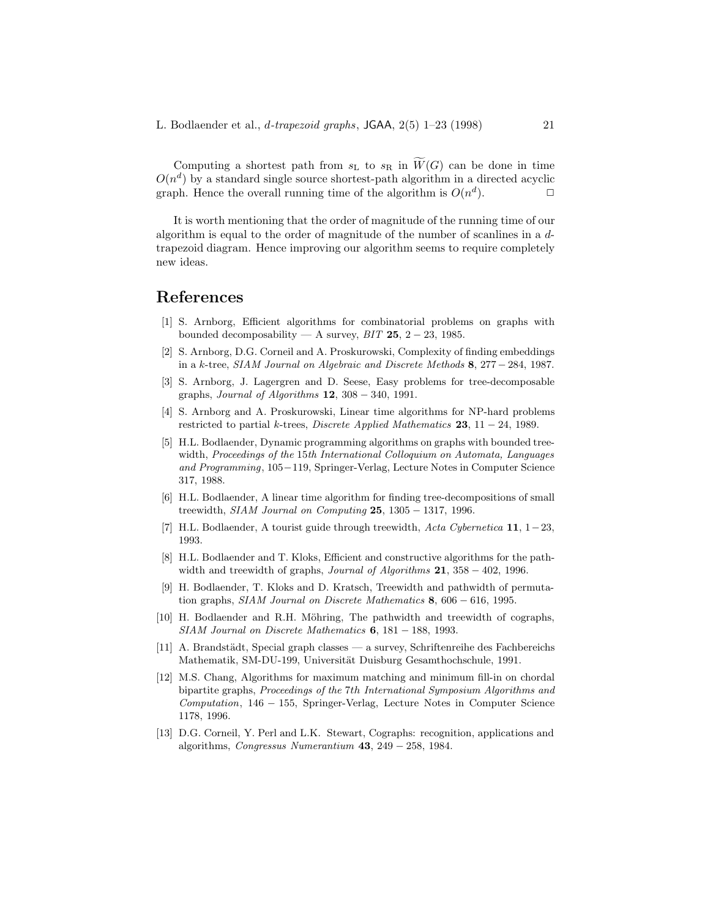Computing a shortest path from $s_{\mathrm{L}}$ to $s_{\mathrm{R}}$ in $\widetilde{W}(G)$ can be done in time $O(n^d)$ by a standard single source shortest-path algorithm in a directed acyclic graph. Hence the overall running time of the algorithm is $O(n^d)$. □

It is worth mentioning that the order of magnitude of the running time of our algorithm is equal to the order of magnitude of the number of scanlines in a $d$-trapezoid diagram. Hence improving our algorithm seems to require completely new ideas.

# References

[1] S. Arnborg, Efficient algorithms for combinatorial problems on graphs with bounded decomposability — A survey, *BIT* **25**, 2 − 23, 1985.

[2] S. Arnborg, D.G. Corneil and A. Proskurowski, Complexity of finding embeddings in a $k$-tree, *SIAM Journal on Algebraic and Discrete Methods* **8**, 277 − 284, 1987.

[3] S. Arnborg, J. Lagergren and D. Seese, Easy problems for tree-decomposable graphs, *Journal of Algorithms* **12**, 308 − 340, 1991.

[4] S. Arnborg and A. Proskurowski, Linear time algorithms for NP-hard problems restricted to partial $k$-trees, *Discrete Applied Mathematics* **23**, 11 − 24, 1989.

[5] H.L. Bodlaender, Dynamic programming algorithms on graphs with bounded tree-width, *Proceedings of the 15th International Colloquium on Automata, Languages and Programming*, 105−119, Springer-Verlag, Lecture Notes in Computer Science 317, 1988.

[6] H.L. Bodlaender, A linear time algorithm for finding tree-decompositions of small treewidth, *SIAM Journal on Computing* **25**, 1305 − 1317, 1996.

[7] H.L. Bodlaender, A tourist guide through treewidth, *Acta Cybernetica* **11**, 1−23, 1993.

[8] H.L. Bodlaender and T. Kloks, Efficient and constructive algorithms for the pathwidth and treewidth of graphs, *Journal of Algorithms* **21**, 358 − 402, 1996.

[9] H. Bodlaender, T. Kloks and D. Kratsch, Treewidth and pathwidth of permutation graphs, *SIAM Journal on Discrete Mathematics* **8**, 606 − 616, 1995.

[10] H. Bodlaender and R.H. Möhring, The pathwidth and treewidth of cographs, *SIAM Journal on Discrete Mathematics* **6**, 181 − 188, 1993.

[11] A. Brandstädt, Special graph classes — a survey, Schriftenreihe des Fachbereichs Mathematik, SM-DU-199, Universität Duisburg Gesamthochschule, 1991.

[12] M.S. Chang, Algorithms for maximum matching and minimum fill-in on chordal bipartite graphs, *Proceedings of the 7th International Symposium Algorithms and Computation*, 146 − 155, Springer-Verlag, Lecture Notes in Computer Science 1178, 1996.

[13] D.G. Corneil, Y. Perl and L.K. Stewart, Cographs: recognition, applications and algorithms, *Congressus Numerantium* **43**, 249 − 258, 1984.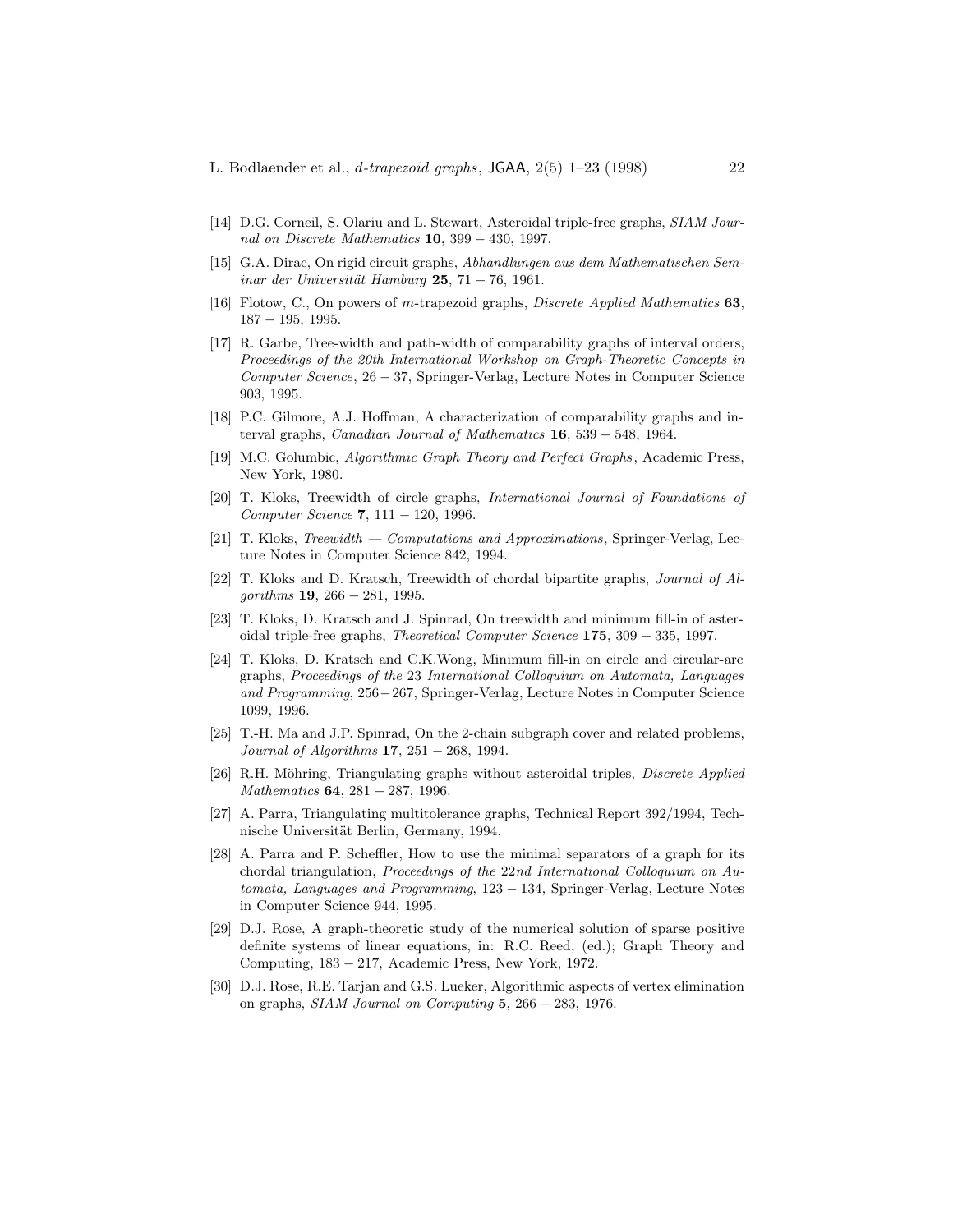[14] D.G. Corneil, S. Olariu and L. Stewart, Asteroidal triple-free graphs, *SIAM Journal on Discrete Mathematics* **10**, 399 − 430, 1997.

[15] G.A. Dirac, On rigid circuit graphs, *Abhandlungen aus dem Mathematischen Seminar der Universität Hamburg* **25**, 71 − 76, 1961.

[16] Flotow, C., On powers of $m$-trapezoid graphs, *Discrete Applied Mathematics* **63**, 187 − 195, 1995.

[17] R. Garbe, Tree-width and path-width of comparability graphs of interval orders, *Proceedings of the 20th International Workshop on Graph-Theoretic Concepts in Computer Science*, 26 − 37, Springer-Verlag, Lecture Notes in Computer Science 903, 1995.

[18] P.C. Gilmore, A.J. Hoffman, A characterization of comparability graphs and interval graphs, *Canadian Journal of Mathematics* **16**, 539 − 548, 1964.

[19] M.C. Golumbic, *Algorithmic Graph Theory and Perfect Graphs*, Academic Press, New York, 1980.

[20] T. Kloks, Treewidth of circle graphs, *International Journal of Foundations of Computer Science* **7**, 111 − 120, 1996.

[21] T. Kloks, *Treewidth — Computations and Approximations*, Springer-Verlag, Lecture Notes in Computer Science 842, 1994.

[22] T. Kloks and D. Kratsch, Treewidth of chordal bipartite graphs, *Journal of Algorithms* **19**, 266 − 281, 1995.

[23] T. Kloks, D. Kratsch and J. Spinrad, On treewidth and minimum fill-in of asteroidal triple-free graphs, *Theoretical Computer Science* **175**, 309 − 335, 1997.

[24] T. Kloks, D. Kratsch and C.K.Wong, Minimum fill-in on circle and circular-arc graphs, *Proceedings of the* 23 *International Colloquium on Automata, Languages and Programming*, 256−267, Springer-Verlag, Lecture Notes in Computer Science 1099, 1996.

[25] T.-H. Ma and J.P. Spinrad, On the 2-chain subgraph cover and related problems, *Journal of Algorithms* **17**, 251 − 268, 1994.

[26] R.H. Möhring, Triangulating graphs without asteroidal triples, *Discrete Applied Mathematics* **64**, 281 − 287, 1996.

[27] A. Parra, Triangulating multitolerance graphs, Technical Report 392/1994, Technische Universität Berlin, Germany, 1994.

[28] A. Parra and P. Scheffler, How to use the minimal separators of a graph for its chordal triangulation, *Proceedings of the* 22*nd International Colloquium on Automata, Languages and Programming*, 123 − 134, Springer-Verlag, Lecture Notes in Computer Science 944, 1995.

[29] D.J. Rose, A graph-theoretic study of the numerical solution of sparse positive definite systems of linear equations, in: R.C. Reed, (ed.); Graph Theory and Computing, 183 − 217, Academic Press, New York, 1972.

[30] D.J. Rose, R.E. Tarjan and G.S. Lueker, Algorithmic aspects of vertex elimination on graphs, *SIAM Journal on Computing* **5**, 266 − 283, 1976.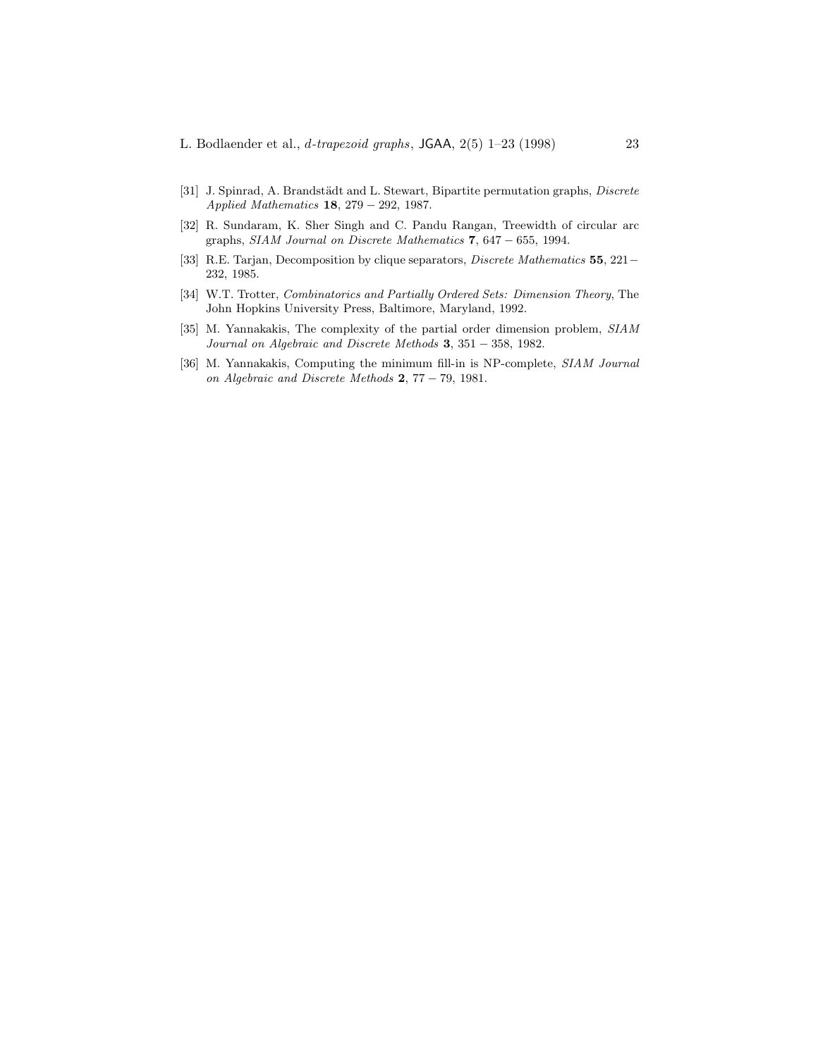[31] J. Spinrad, A. Brandstädt and L. Stewart, Bipartite permutation graphs, *Discrete Applied Mathematics* **18**, 279 − 292, 1987.

[32] R. Sundaram, K. Sher Singh and C. Pandu Rangan, Treewidth of circular arc graphs, *SIAM Journal on Discrete Mathematics* **7**, 647 − 655, 1994.

[33] R.E. Tarjan, Decomposition by clique separators, *Discrete Mathematics* **55**, 221 − 232, 1985.

[34] W.T. Trotter, *Combinatorics and Partially Ordered Sets: Dimension Theory*, The John Hopkins University Press, Baltimore, Maryland, 1992.

[35] M. Yannakakis, The complexity of the partial order dimension problem, *SIAM Journal on Algebraic and Discrete Methods* **3**, 351 − 358, 1982.

[36] M. Yannakakis, Computing the minimum fill-in is NP-complete, *SIAM Journal on Algebraic and Discrete Methods* **2**, 77 − 79, 1981.